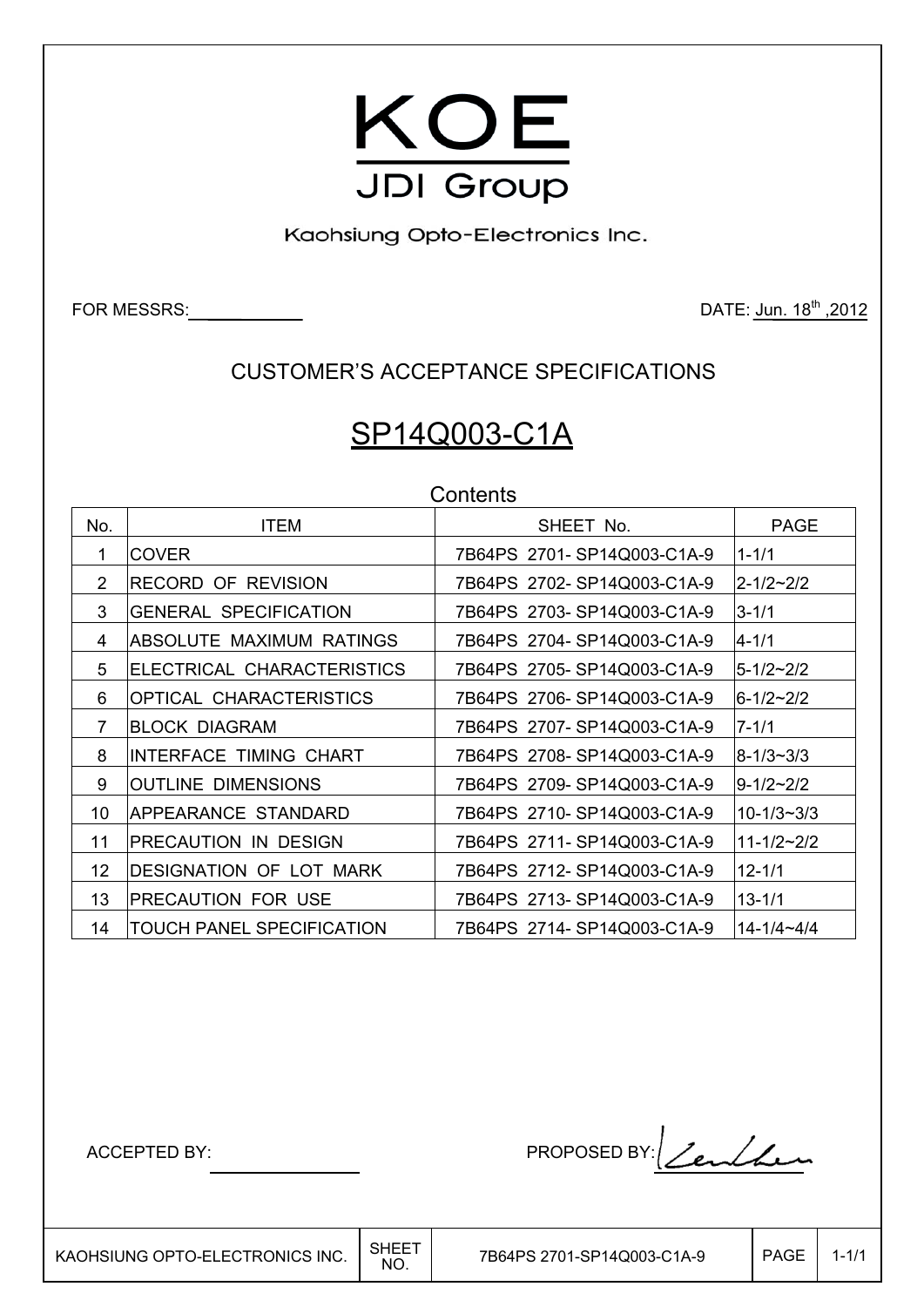# KOE

JDI Group

Kaohsiung Opto-Electronics Inc.

FOR MESSRS:\_\_\_\_\_\_\_\_\_\_ DATE: Jun. 18th ,2012

## CUSTOMER'S ACCEPTANCE SPECIFICATIONS

# SP14Q003-C1A

Contents

| No. | ITEM | SHEET No. | PAGE |
|---|---|---|---|
| 1 | COVER | 7B64PS 2701- SP14Q003-C1A-9 | 1-1/1 |
| 2 | RECORD OF REVISION | 7B64PS 2702- SP14Q003-C1A-9 | 2-1/2~2/2 |
| 3 | GENERAL SPECIFICATION | 7B64PS 2703- SP14Q003-C1A-9 | 3-1/1 |
| 4 | ABSOLUTE MAXIMUM RATINGS | 7B64PS 2704- SP14Q003-C1A-9 | 4-1/1 |
| 5 | ELECTRICAL CHARACTERISTICS | 7B64PS 2705- SP14Q003-C1A-9 | 5-1/2~2/2 |
| 6 | OPTICAL CHARACTERISTICS | 7B64PS 2706- SP14Q003-C1A-9 | 6-1/2~2/2 |
| 7 | BLOCK DIAGRAM | 7B64PS 2707- SP14Q003-C1A-9 | 7-1/1 |
| 8 | INTERFACE TIMING CHART | 7B64PS 2708- SP14Q003-C1A-9 | 8-1/3~3/3 |
| 9 | OUTLINE DIMENSIONS | 7B64PS 2709- SP14Q003-C1A-9 | 9-1/2~2/2 |
| 10 | APPEARANCE STANDARD | 7B64PS 2710- SP14Q003-C1A-9 | 10-1/3~3/3 |
| 11 | PRECAUTION IN DESIGN | 7B64PS 2711- SP14Q003-C1A-9 | 11-1/2~2/2 |
| 12 | DESIGNATION OF LOT MARK | 7B64PS 2712- SP14Q003-C1A-9 | 12-1/1 |
| 13 | PRECAUTION FOR USE | 7B64PS 2713- SP14Q003-C1A-9 | 13-1/1 |
| 14 | TOUCH PANEL SPECIFICATION | 7B64PS 2714- SP14Q003-C1A-9 | 14-1/4~4/4 |

ACCEPTED BY: \_\_\_\_\_\_\_\_\_\_ PROPOSED BY: 

| KAOHSIUNG OPTO-ELECTRONICS INC. | SHEET NO. | 7B64PS 2701-SP14Q003-C1A-9 | PAGE | 1-1/1 |
|---|---|---|---|---|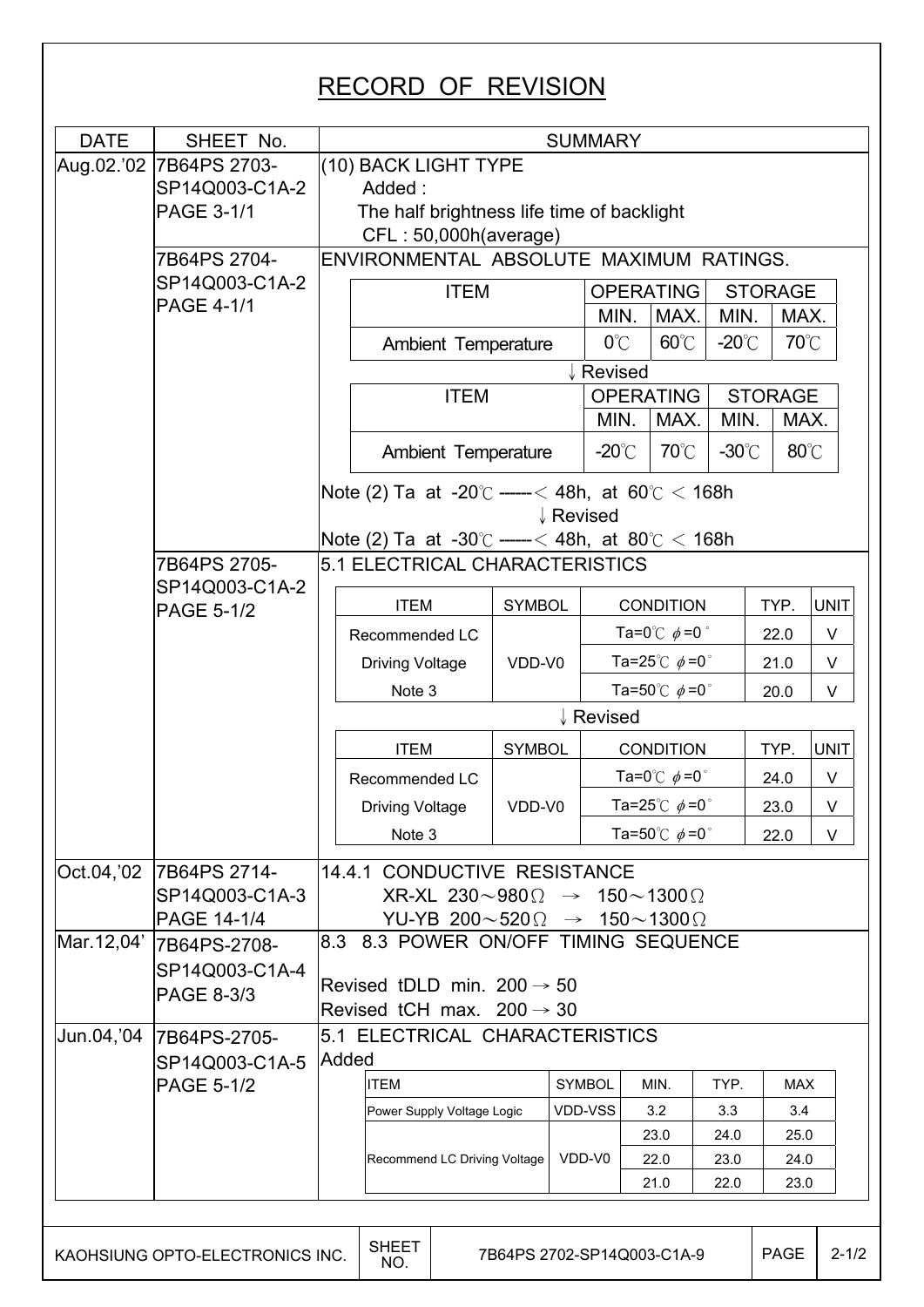# RECORD OF REVISION

| DATE | SHEET No. | SUMMARY |
|---|---|---|
| Aug.02.'02 | 7B64PS 2703-SP14Q003-C1A-2 PAGE 3-1/1 | (10) BACK LIGHT TYPE<br>Added :<br>The half brightness life time of backlight<br>CFL : 50,000h(average) |
| | 7B64PS 2704-SP14Q003-C1A-2 PAGE 4-1/1 | ENVIRONMENTAL ABSOLUTE MAXIMUM RATINGS. (see tables below) |
| | 7B64PS 2705-SP14Q003-C1A-2 PAGE 5-1/2 | 5.1 ELECTRICAL CHARACTERISTICS (see tables below) |
| Oct.04,'02 | 7B64PS 2714-SP14Q003-C1A-3 PAGE 14-1/4 | 14.4.1 CONDUCTIVE RESISTANCE<br>XR-XL 230～980Ω → 150～1300Ω<br>YU-YB 200～520Ω → 150～1300Ω |
| Mar.12,04' | 7B64PS-2708-SP14Q003-C1A-4 PAGE 8-3/3 | 8.3 8.3 POWER ON/OFF TIMING SEQUENCE<br>Revised tDLD min. 200 → 50<br>Revised tCH max. 200 → 30 |
| Jun.04,'04 | 7B64PS-2705-SP14Q003-C1A-5 PAGE 5-1/2 | 5.1 ELECTRICAL CHARACTERISTICS<br>Added (see table below) |

**Aug.02.'02 — 7B64PS 2704-SP14Q003-C1A-2 PAGE 4-1/1: ENVIRONMENTAL ABSOLUTE MAXIMUM RATINGS.**

| ITEM | OPERATING | | STORAGE | |
|---|---|---|---|---|
| | MIN. | MAX. | MIN. | MAX. |
| Ambient Temperature | 0℃ | 60℃ | -20℃ | 70℃ |

↓ Revised

| ITEM | OPERATING | | STORAGE | |
|---|---|---|---|---|
| | MIN. | MAX. | MIN. | MAX. |
| Ambient Temperature | -20℃ | 70℃ | -30℃ | 80℃ |

Note (2) Ta at -20℃ ------＜ 48h, at 60℃ ＜ 168h

↓ Revised

Note (2) Ta at -30℃ ------＜ 48h, at 80℃ ＜ 168h

**Aug.02.'02 — 7B64PS 2705-SP14Q003-C1A-2 PAGE 5-1/2: 5.1 ELECTRICAL CHARACTERISTICS**

| ITEM | SYMBOL | CONDITION | TYP. | UNIT |
|---|---|---|---|---|
| Recommended LC Driving Voltage Note 3 | VDD-V0 | Ta=0℃ $\phi$=0° | 22.0 | V |
| | | Ta=25℃ $\phi$=0° | 21.0 | V |
| | | Ta=50℃ $\phi$=0° | 20.0 | V |

↓ Revised

| ITEM | SYMBOL | CONDITION | TYP. | UNIT |
|---|---|---|---|---|
| Recommended LC Driving Voltage Note 3 | VDD-V0 | Ta=0℃ $\phi$=0° | 24.0 | V |
| | | Ta=25℃ $\phi$=0° | 23.0 | V |
| | | Ta=50℃ $\phi$=0° | 22.0 | V |

**Jun.04,'04 — 7B64PS-2705-SP14Q003-C1A-5 PAGE 5-1/2: 5.1 ELECTRICAL CHARACTERISTICS — Added**

| ITEM | SYMBOL | MIN. | TYP. | MAX |
|---|---|---|---|---|
| Power Supply Voltage Logic | VDD-VSS | 3.2 | 3.3 | 3.4 |
| Recommend LC Driving Voltage | VDD-V0 | 23.0 | 24.0 | 25.0 |
| | | 22.0 | 23.0 | 24.0 |
| | | 21.0 | 22.0 | 23.0 |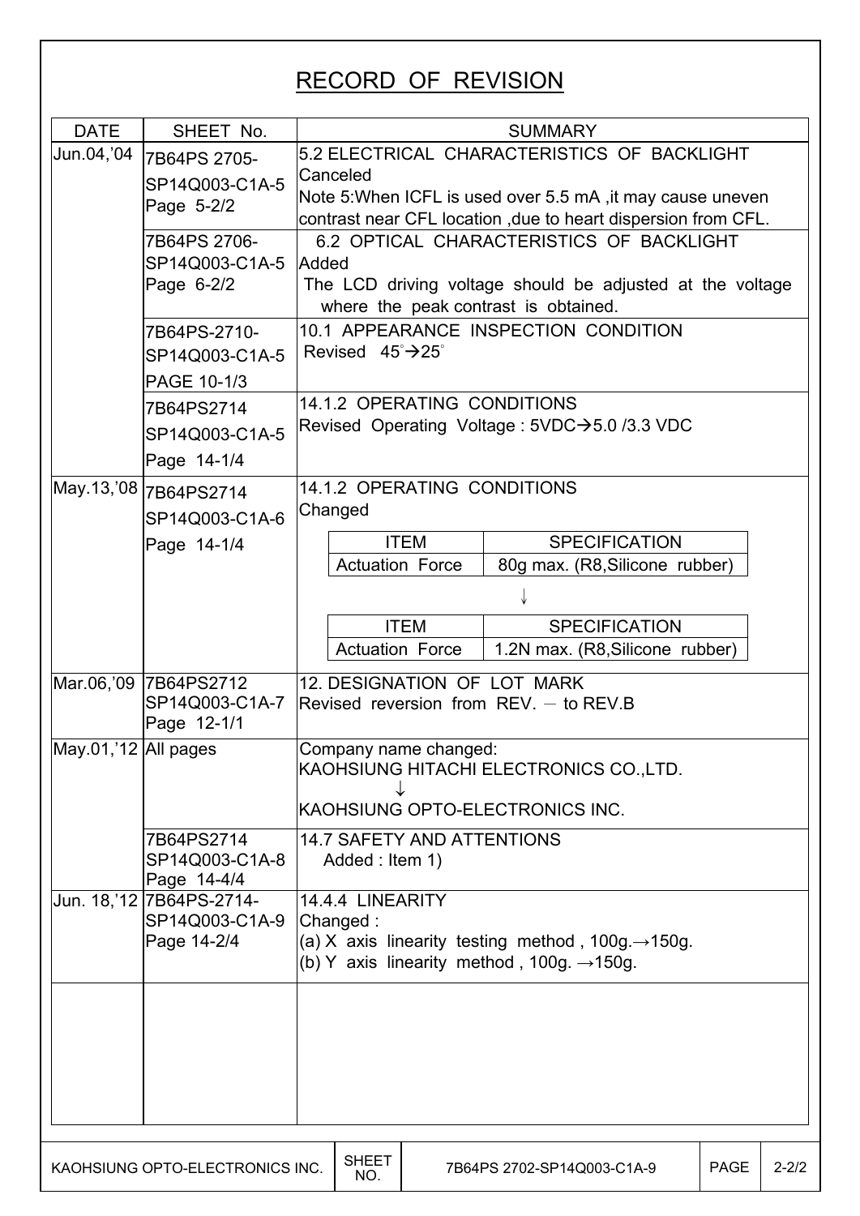# RECORD OF REVISION

| DATE | SHEET No. | SUMMARY |
|---|---|---|
| Jun.04,'04 | 7B64PS 2705-SP14Q003-C1A-5 Page 5-2/2 | 5.2 ELECTRICAL CHARACTERISTICS OF BACKLIGHT Canceled Note 5:When ICFL is used over 5.5 mA ,it may cause uneven contrast near CFL location ,due to heart dispersion from CFL. |
| | 7B64PS 2706-SP14Q003-C1A-5 Page 6-2/2 | 6.2 OPTICAL CHARACTERISTICS OF BACKLIGHT Added The LCD driving voltage should be adjusted at the voltage where the peak contrast is obtained. |
| | 7B64PS-2710-SP14Q003-C1A-5 PAGE 10-1/3 | 10.1 APPEARANCE INSPECTION CONDITION Revised 45°→25° |
| | 7B64PS2714 SP14Q003-C1A-5 Page 14-1/4 | 14.1.2 OPERATING CONDITIONS Revised Operating Voltage : 5VDC→5.0 /3.3 VDC |
| May.13,'08 | 7B64PS2714 SP14Q003-C1A-6 Page 14-1/4 | 14.1.2 OPERATING CONDITIONS Changed<br>ITEM: Actuation Force / SPECIFICATION: 80g max. (R8,Silicone rubber)<br>↓<br>ITEM: Actuation Force / SPECIFICATION: 1.2N max. (R8,Silicone rubber) |
| Mar.06,'09 | 7B64PS2712 SP14Q003-C1A-7 Page 12-1/1 | 12. DESIGNATION OF LOT MARK Revised reversion from REV. － to REV.B |
| May.01,'12 | All pages | Company name changed: KAOHSIUNG HITACHI ELECTRONICS CO.,LTD. ↓ KAOHSIUNG OPTO-ELECTRONICS INC. |
| | 7B64PS2714 SP14Q003-C1A-8 Page 14-4/4 | 14.7 SAFETY AND ATTENTIONS Added : Item 1) |
| Jun. 18,'12 | 7B64PS-2714-SP14Q003-C1A-9 Page 14-2/4 | 14.4.4 LINEARITY Changed :<br>(a) X axis linearity testing method , 100g.→150g.<br>(b) Y axis linearity method , 100g. →150g. |
| | | |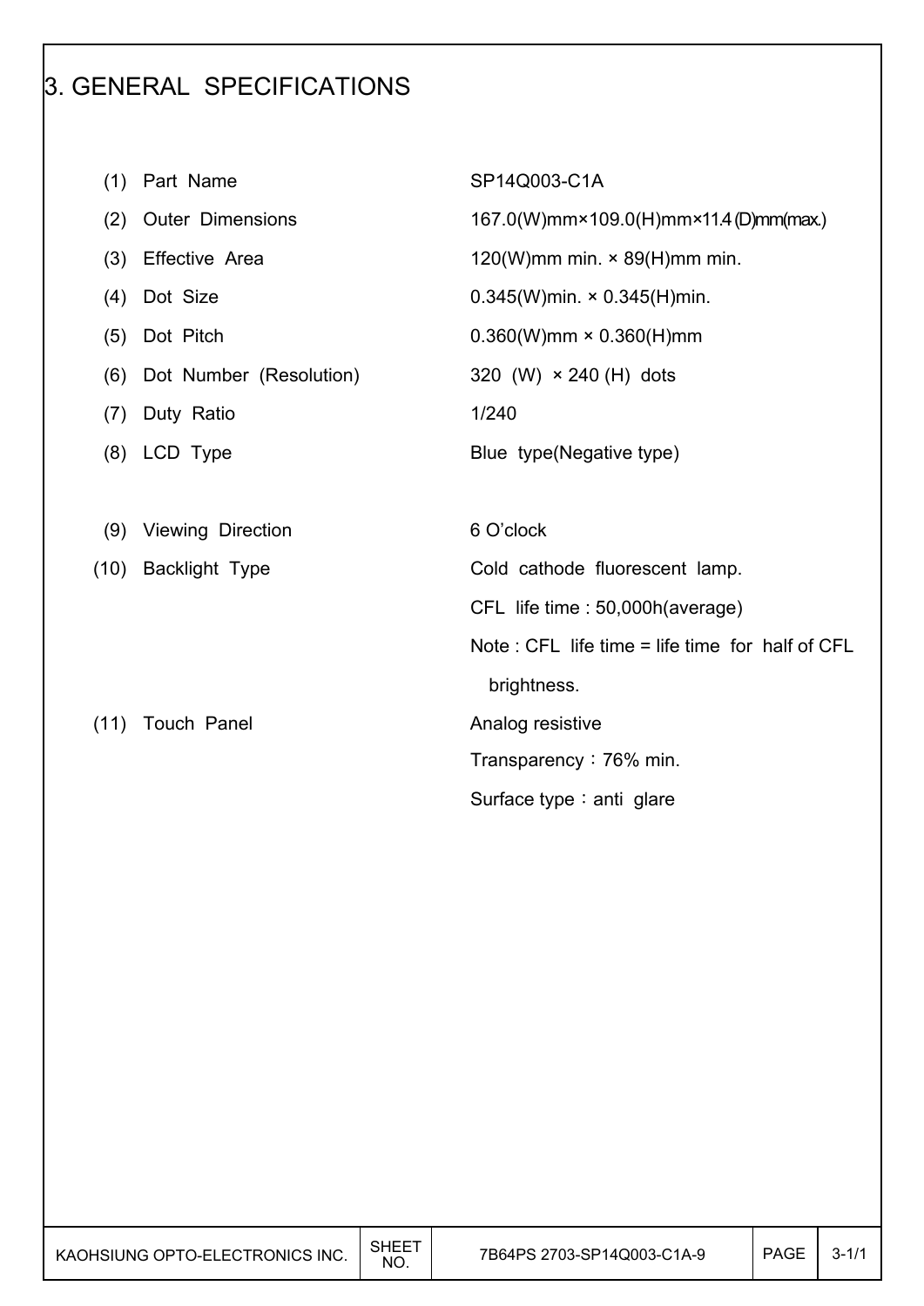# 3. GENERAL SPECIFICATIONS

| | | |
|---|---|---|
| (1) | Part Name | SP14Q003-C1A |
| (2) | Outer Dimensions | 167.0(W)mm×109.0(H)mm×11.4 (D)mm(max.) |
| (3) | Effective Area | 120(W)mm min. × 89(H)mm min. |
| (4) | Dot Size | 0.345(W)min. × 0.345(H)min. |
| (5) | Dot Pitch | 0.360(W)mm × 0.360(H)mm |
| (6) | Dot Number (Resolution) | 320 (W) × 240 (H) dots |
| (7) | Duty Ratio | 1/240 |
| (8) | LCD Type | Blue type(Negative type) |
| (9) | Viewing Direction | 6 O'clock |
| (10) | Backlight Type | Cold cathode fluorescent lamp.<br>CFL life time : 50,000h(average)<br>Note : CFL life time = life time for half of CFL brightness. |
| (11) | Touch Panel | Analog resistive<br>Transparency：76% min.<br>Surface type：anti glare |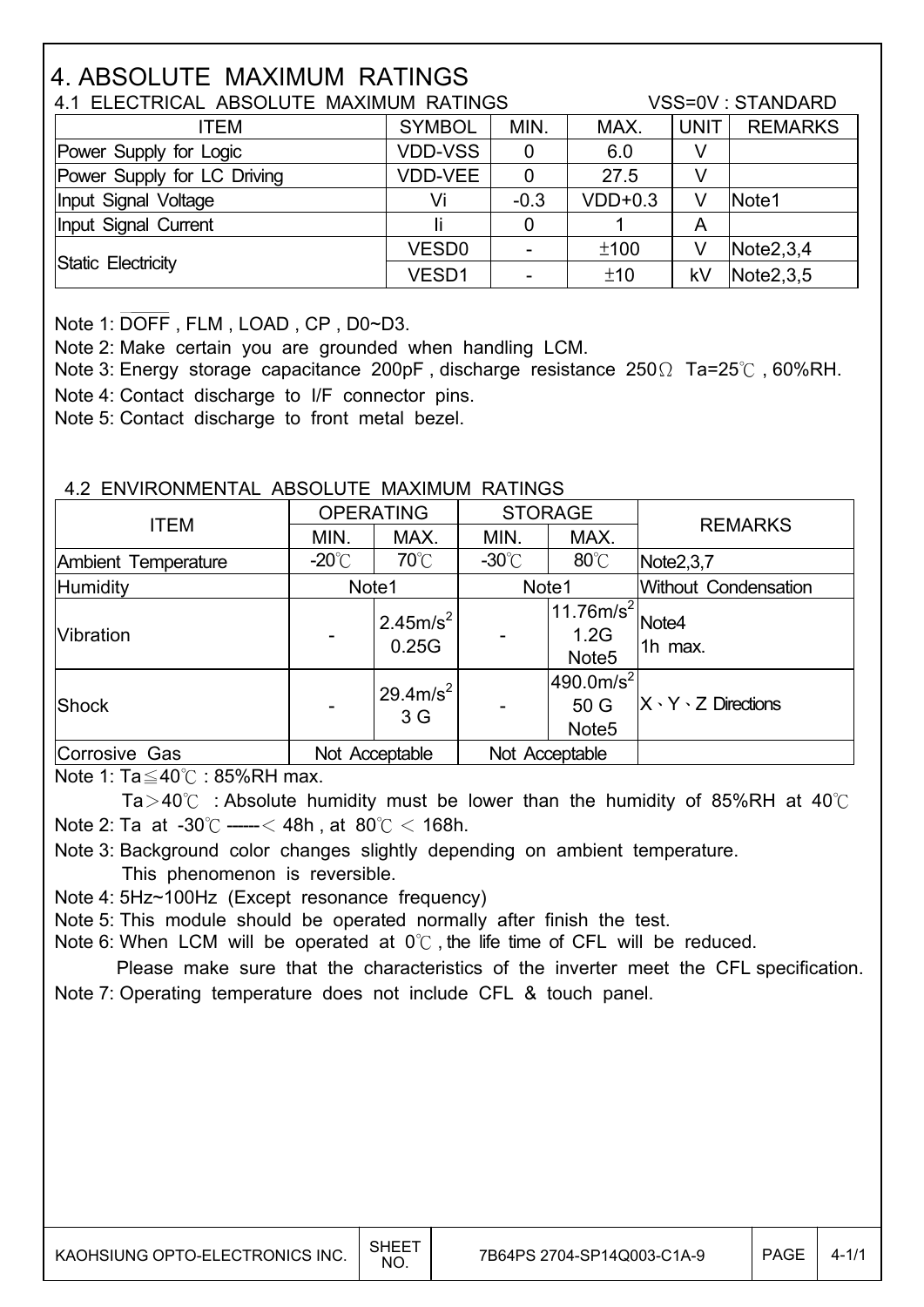# 4. ABSOLUTE MAXIMUM RATINGS

## 4.1 ELECTRICAL ABSOLUTE MAXIMUM RATINGS

VSS=0V : STANDARD

| ITEM | SYMBOL | MIN. | MAX. | UNIT | REMARKS |
|---|---|---|---|---|---|
| Power Supply for Logic | VDD-VSS | 0 | 6.0 | V | |
| Power Supply for LC Driving | VDD-VEE | 0 | 27.5 | V | |
| Input Signal Voltage | Vi | -0.3 | VDD+0.3 | V | Note1 |
| Input Signal Current | Ii | 0 | 1 | A | |
| Static Electricity | VESD0 | - | ±100 | V | Note2,3,4 |
| | VESD1 | - | ±10 | kV | Note2,3,5 |

Note 1: $\overline{DOFF}$ , FLM , LOAD , CP , D0~D3.

Note 2: Make certain you are grounded when handling LCM.

Note 3: Energy storage capacitance 200pF , discharge resistance 250Ω Ta=25℃ , 60%RH.

Note 4: Contact discharge to I/F connector pins.

Note 5: Contact discharge to front metal bezel.

## 4.2 ENVIRONMENTAL ABSOLUTE MAXIMUM RATINGS

| ITEM | OPERATING | | STORAGE | | REMARKS |
|---|---|---|---|---|---|
| | MIN. | MAX. | MIN. | MAX. | |
| Ambient Temperature | -20℃ | 70℃ | -30℃ | 80℃ | Note2,3,7 |
| Humidity | Note1 | | Note1 | | Without Condensation |
| Vibration | - | $2.45m/s^2$ 0.25G | - | $11.76m/s^2$ 1.2G Note5 | Note4 1h max. |
| Shock | - | $29.4m/s^2$ 3 G | - | $490.0m/s^2$ 50 G Note5 | X、Y、Z Directions |
| Corrosive Gas | Not Acceptable | | Not Acceptable | | |

Note 1: Ta≦40℃ : 85%RH max.

Ta＞40℃ : Absolute humidity must be lower than the humidity of 85%RH at 40℃

Note 2: Ta at -30℃ ------＜ 48h , at 80℃ ＜ 168h.

Note 3: Background color changes slightly depending on ambient temperature. This phenomenon is reversible.

Note 4: 5Hz~100Hz (Except resonance frequency)

Note 5: This module should be operated normally after finish the test.

Note 6: When LCM will be operated at 0℃ , the life time of CFL will be reduced. Please make sure that the characteristics of the inverter meet the CFL specification.

Note 7: Operating temperature does not include CFL & touch panel.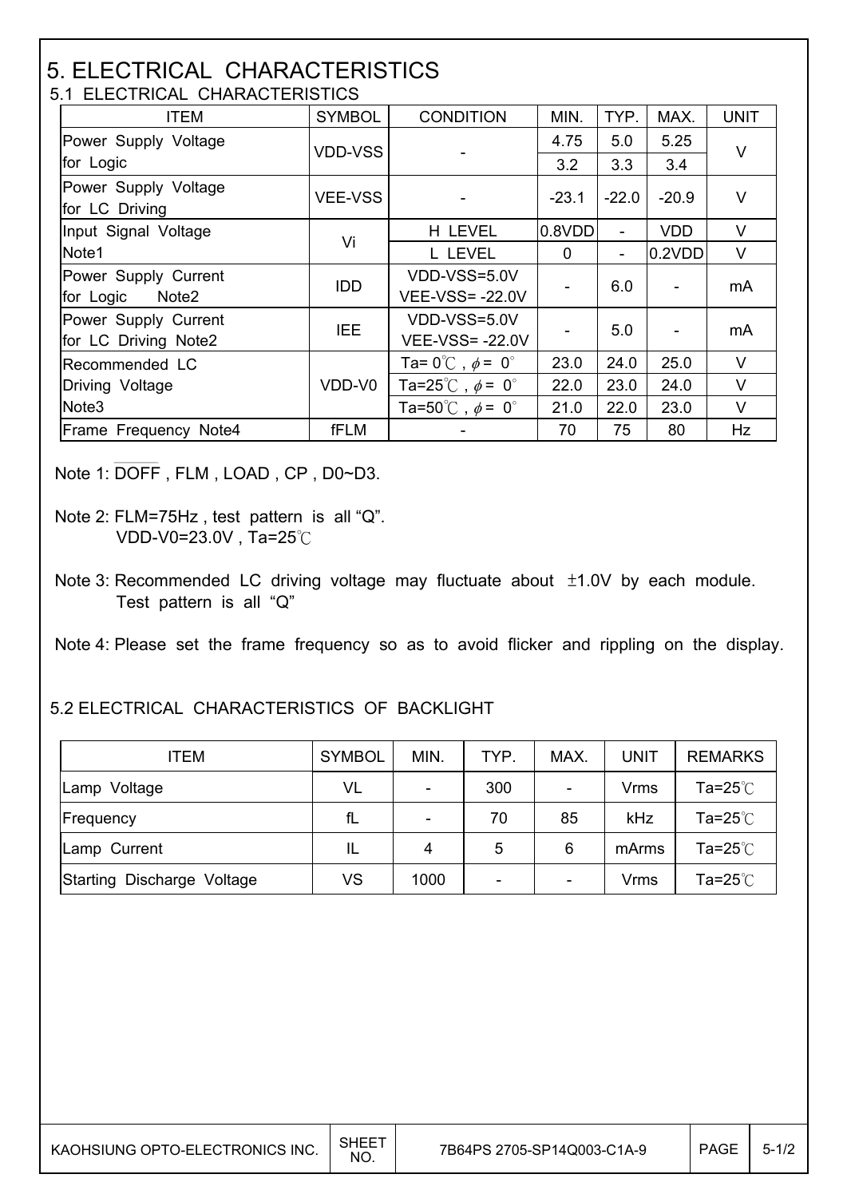# 5. ELECTRICAL CHARACTERISTICS

## 5.1 ELECTRICAL CHARACTERISTICS

| ITEM | SYMBOL | CONDITION | MIN. | TYP. | MAX. | UNIT |
|---|---|---|---|---|---|---|
| Power Supply Voltage for Logic | VDD-VSS | - | 4.75 | 5.0 | 5.25 | V |
| | | | 3.2 | 3.3 | 3.4 | |
| Power Supply Voltage for LC Driving | VEE-VSS | - | -23.1 | -22.0 | -20.9 | V |
| Input Signal Voltage Note1 | Vi | H LEVEL | 0.8VDD | - | VDD | V |
| | | L LEVEL | 0 | - | 0.2VDD | V |
| Power Supply Current for Logic Note2 | IDD | VDD-VSS=5.0V VEE-VSS= -22.0V | - | 6.0 | - | mA |
| Power Supply Current for LC Driving Note2 | IEE | VDD-VSS=5.0V VEE-VSS= -22.0V | - | 5.0 | - | mA |
| Recommended LC Driving Voltage Note3 | VDD-V0 | Ta= 0℃ , $\phi$ = 0° | 23.0 | 24.0 | 25.0 | V |
| | | Ta=25℃ , $\phi$ = 0° | 22.0 | 23.0 | 24.0 | V |
| | | Ta=50℃ , $\phi$ = 0° | 21.0 | 22.0 | 23.0 | V |
| Frame Frequency Note4 | fFLM | - | 70 | 75 | 80 | Hz |

Note 1: $\overline{\text{DOFF}}$ , FLM , LOAD , CP , D0~D3.

Note 2: FLM=75Hz , test pattern is all "Q".
VDD-V0=23.0V , Ta=25℃

Note 3: Recommended LC driving voltage may fluctuate about ±1.0V by each module.
Test pattern is all "Q"

Note 4: Please set the frame frequency so as to avoid flicker and rippling on the display.

## 5.2 ELECTRICAL CHARACTERISTICS OF BACKLIGHT

| ITEM | SYMBOL | MIN. | TYP. | MAX. | UNIT | REMARKS |
|---|---|---|---|---|---|---|
| Lamp Voltage | VL | - | 300 | - | Vrms | Ta=25℃ |
| Frequency | fL | - | 70 | 85 | kHz | Ta=25℃ |
| Lamp Current | IL | 4 | 5 | 6 | mArms | Ta=25℃ |
| Starting Discharge Voltage | VS | 1000 | - | - | Vrms | Ta=25℃ |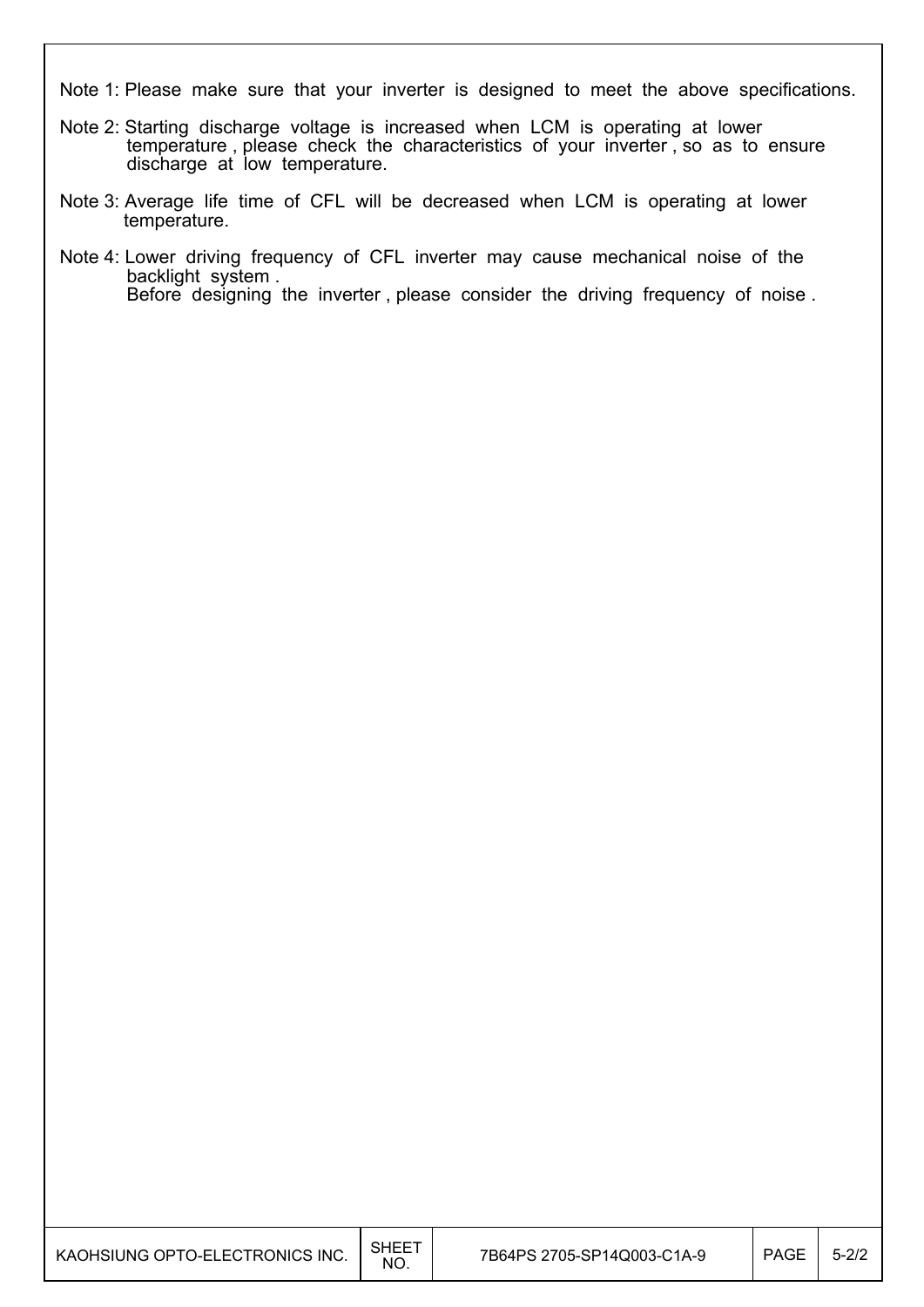Note 1: Please make sure that your inverter is designed to meet the above specifications.

Note 2: Starting discharge voltage is increased when LCM is operating at lower temperature , please check the characteristics of your inverter , so as to ensure discharge at low temperature.

Note 3: Average life time of CFL will be decreased when LCM is operating at lower temperature.

Note 4: Lower driving frequency of CFL inverter may cause mechanical noise of the backlight system .
Before designing the inverter , please consider the driving frequency of noise .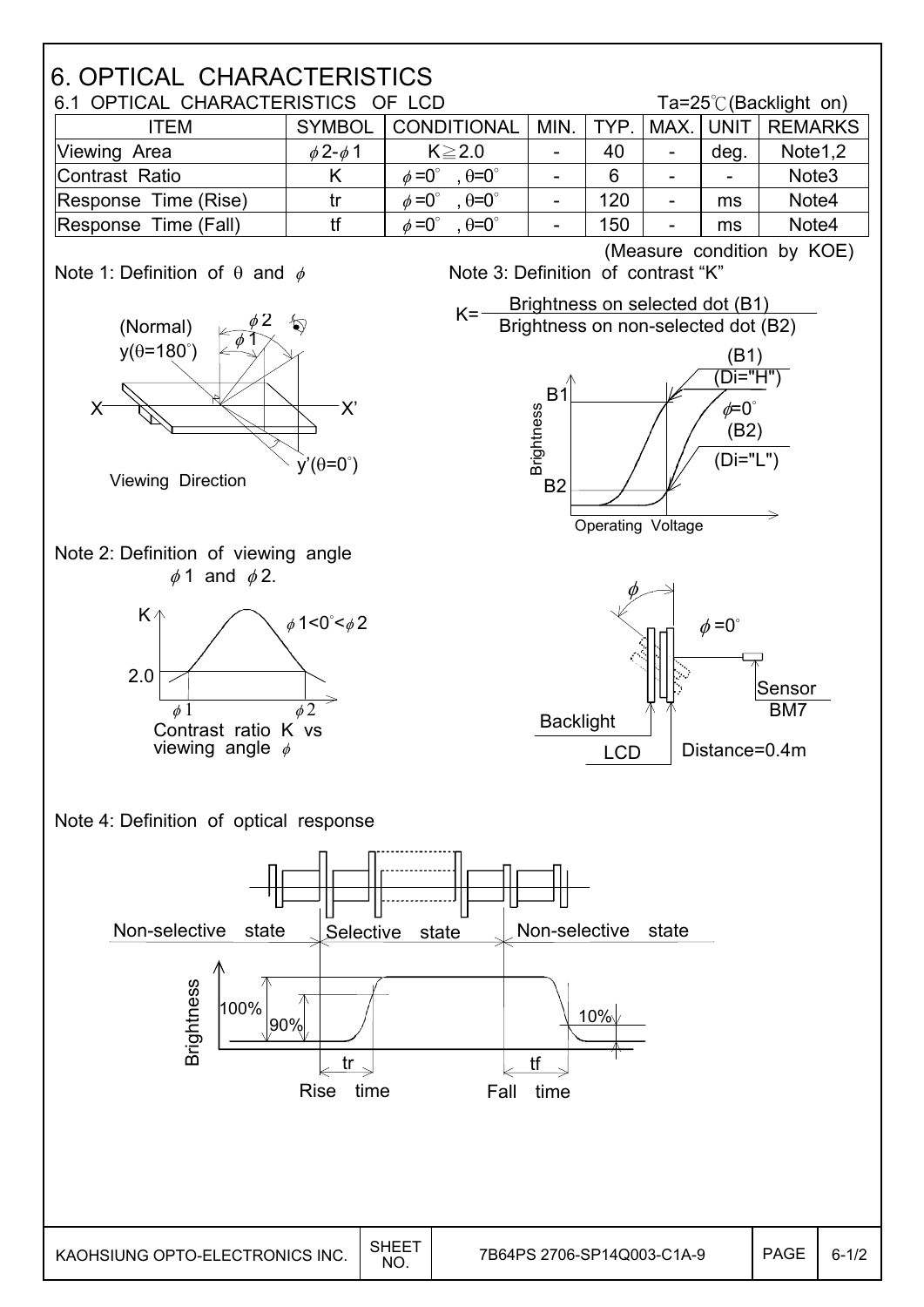# 6. OPTICAL CHARACTERISTICS

## 6.1 OPTICAL CHARACTERISTICS OF LCD

Ta=25℃(Backlight on)

| ITEM | SYMBOL | CONDITIONAL | MIN. | TYP. | MAX. | UNIT | REMARKS |
|---|---|---|---|---|---|---|---|
| Viewing Area | $\phi 2$-$\phi 1$ | $K \geqq 2.0$ | - | 40 | - | deg. | Note1,2 |
| Contrast Ratio | K | $\phi=0^\circ$ , $\theta=0^\circ$ | - | 6 | - | - | Note3 |
| Response Time (Rise) | tr | $\phi=0^\circ$ , $\theta=0^\circ$ | - | 120 | - | ms | Note4 |
| Response Time (Fall) | tf | $\phi=0^\circ$ , $\theta=0^\circ$ | - | 150 | - | ms | Note4 |

(Measure condition by KOE)

Note 1: Definition of $\theta$ and $\phi$

(Normal) y($\theta$=180°), X, X', y'($\theta$=0°), $\phi 1$, $\phi 2$

Viewing Direction

Note 2: Definition of viewing angle $\phi 1$ and $\phi 2$.

$\phi 1 < 0^\circ < \phi 2$

Contrast ratio K vs viewing angle $\phi$

Note 3: Definition of contrast "K"

$$K = \frac{\text{Brightness on selected dot (B1)}}{\text{Brightness on non-selected dot (B2)}}$$

(B1) (Di="H"), $\phi$=0°, (B2) (Di="L"), Operating Voltage

$\phi$=0°, Sensor BM7, Backlight, LCD, Distance=0.4m

Note 4: Definition of optical response

Non-selective state, Selective state, Non-selective state

Brightness, 100%, 90%, 10%, tr, tf

Rise time, Fall time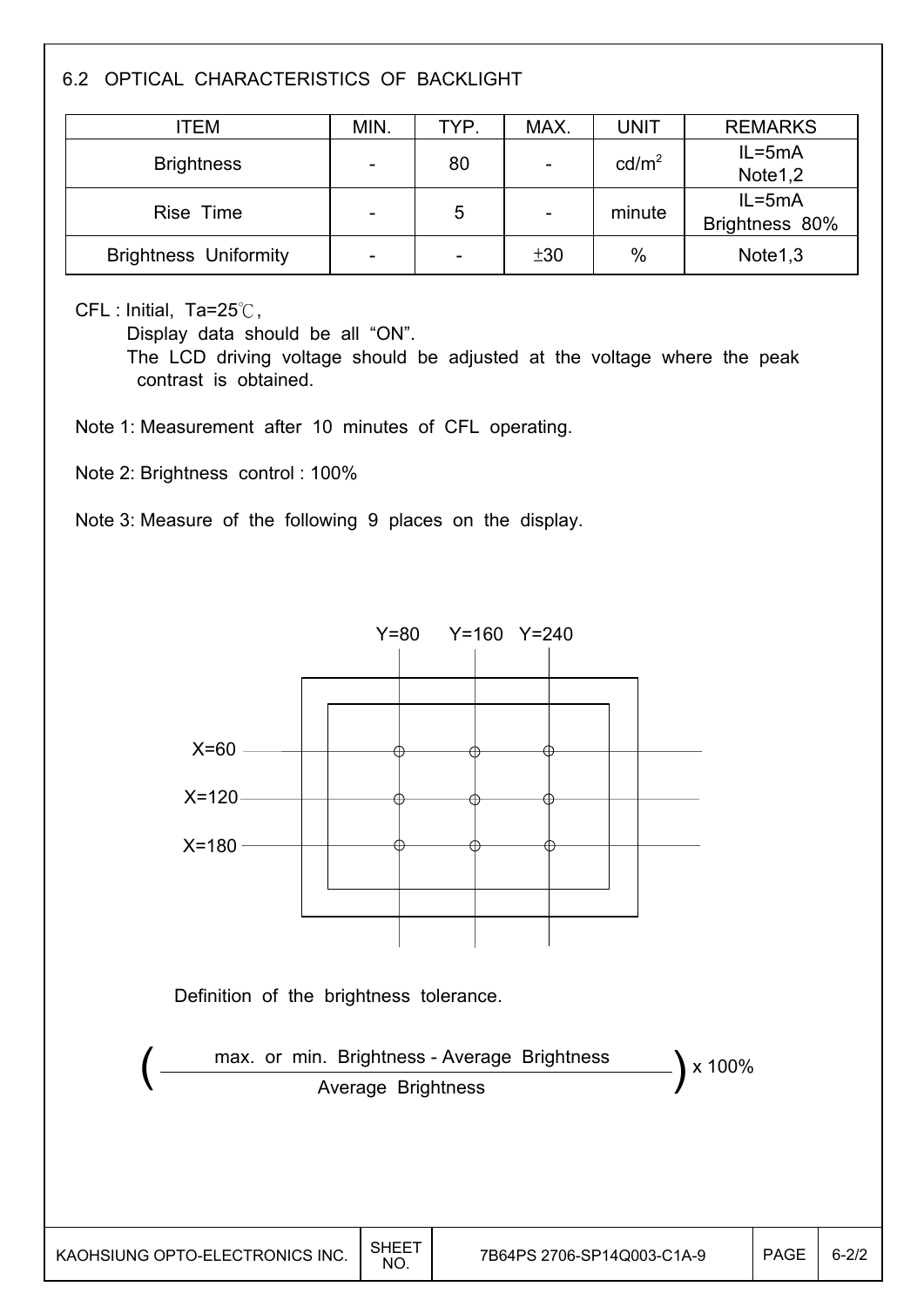## 6.2 OPTICAL CHARACTERISTICS OF BACKLIGHT

| ITEM | MIN. | TYP. | MAX. | UNIT | REMARKS |
|---|---|---|---|---|---|
| Brightness | - | 80 | - | $cd/m^2$ | IL=5mA Note1,2 |
| Rise Time | - | 5 | - | minute | IL=5mA Brightness 80% |
| Brightness Uniformity | - | - | ±30 | % | Note1,3 |

CFL : Initial, Ta=25℃,
Display data should be all "ON".
The LCD driving voltage should be adjusted at the voltage where the peak contrast is obtained.

Note 1: Measurement after 10 minutes of CFL operating.

Note 2: Brightness control : 100%

Note 3: Measure of the following 9 places on the display.

Y=80 Y=160 Y=240

X=60

X=120

X=180

Definition of the brightness tolerance.

$$\left( \frac{\text{max. or min. Brightness - Average Brightness}}{\text{Average Brightness}} \right) \times 100\%$$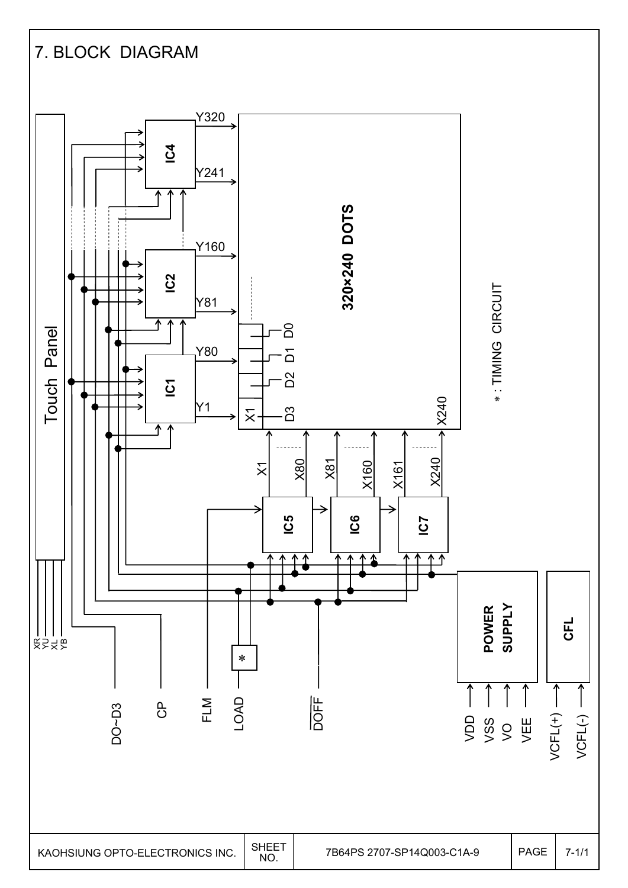## 7. BLOCK DIAGRAM

Touch Panel

XR YU XL YB

IC4 Y320 Y241

IC2 Y160 Y81

IC1 Y80 Y1

320×240 DOTS

X1 D3 D2 D1 D0 X240

X1 X80 X81 X160 X161 X240

IC5 IC6 IC7

POWER SUPPLY

CFL

DO~D3 CP FLM LOAD DOFF

VDD VSS VO VEE VCFL(+) VCFL(-)

\* : TIMING CIRCUIT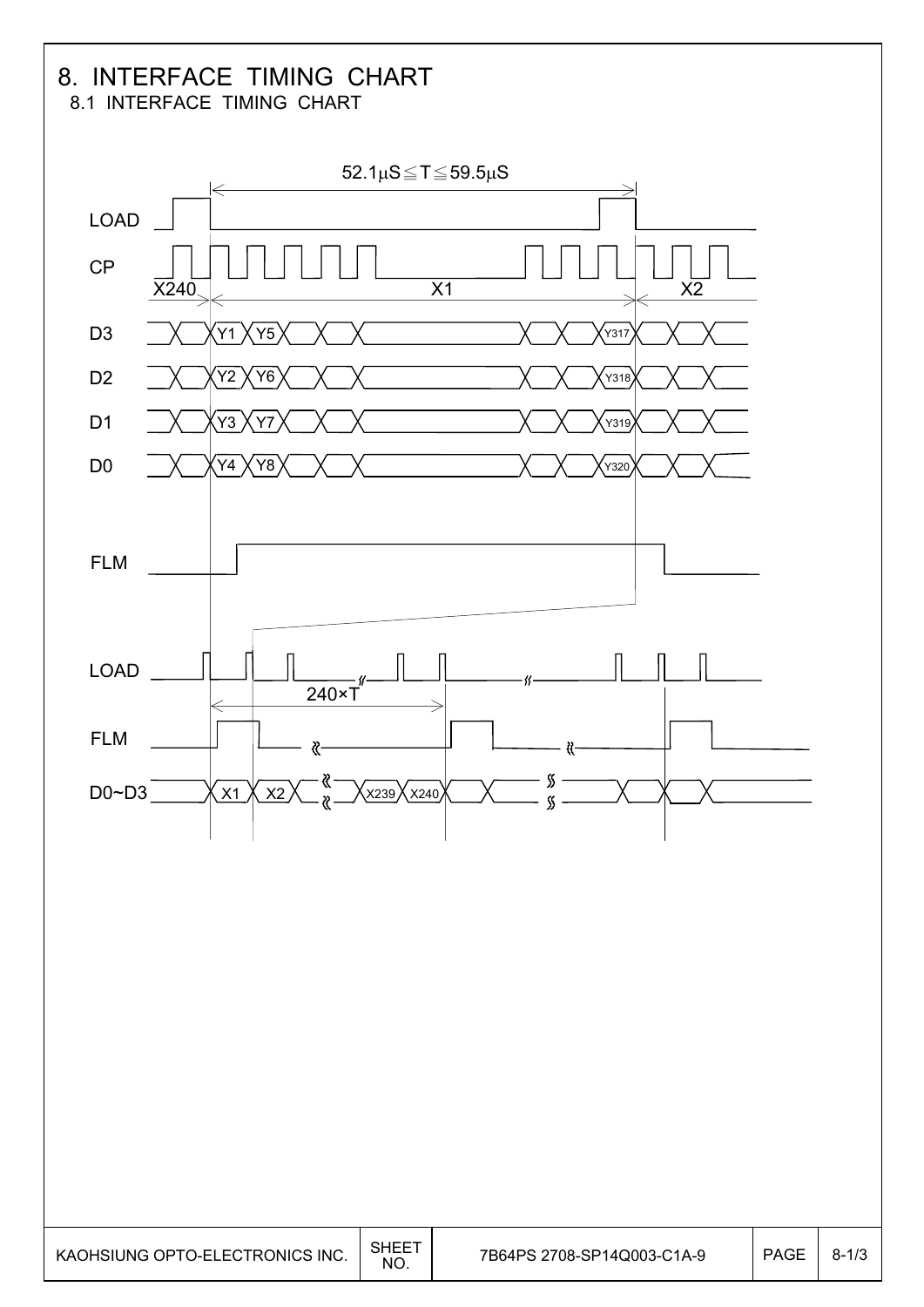# 8. INTERFACE TIMING CHART

8.1 INTERFACE TIMING CHART

$52.1\mu S \leqq T \leqq 59.5\mu S$

LOAD

CP

X240 X1 X2

D3 Y1 Y5 Y317

D2 Y2 Y6 Y318

D1 Y3 Y7 Y319

D0 Y4 Y8 Y320

FLM

LOAD

240×T

FLM

D0~D3 X1 X2 X239 X240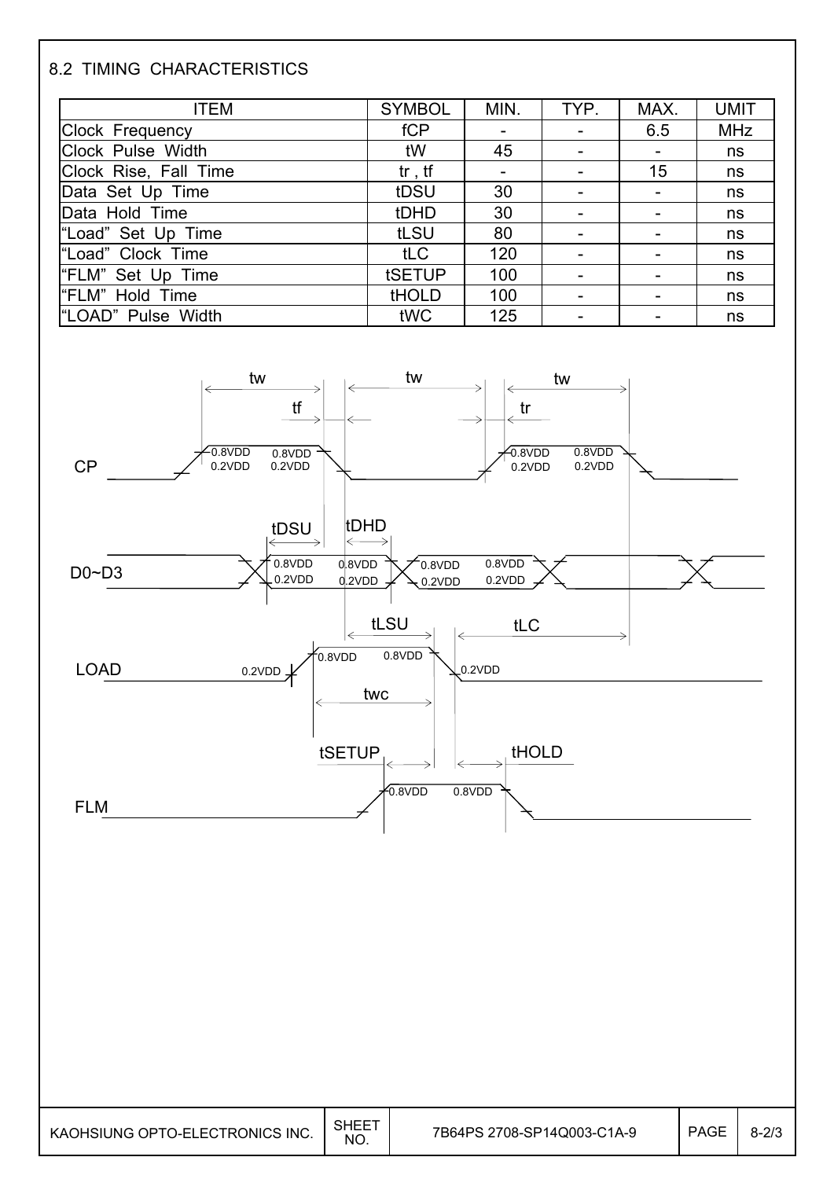## 8.2 TIMING CHARACTERISTICS

| ITEM | SYMBOL | MIN. | TYP. | MAX. | UMIT |
|---|---|---|---|---|---|
| Clock Frequency | fCP | - | - | 6.5 | MHz |
| Clock Pulse Width | tW | 45 | - | - | ns |
| Clock Rise, Fall Time | tr , tf | - | - | 15 | ns |
| Data Set Up Time | tDSU | 30 | - | - | ns |
| Data Hold Time | tDHD | 30 | - | - | ns |
| "Load" Set Up Time | tLSU | 80 | - | - | ns |
| "Load" Clock Time | tLC | 120 | - | - | ns |
| "FLM" Set Up Time | tSETUP | 100 | - | - | ns |
| "FLM" Hold Time | tHOLD | 100 | - | - | ns |
| "LOAD" Pulse Width | tWC | 125 | - | - | ns |

CP, D0~D3, LOAD, FLM timing diagram: tw, tf, tr, tDSU, tDHD, tLSU, tLC, twc, tSETUP, tHOLD (levels 0.8VDD / 0.2VDD)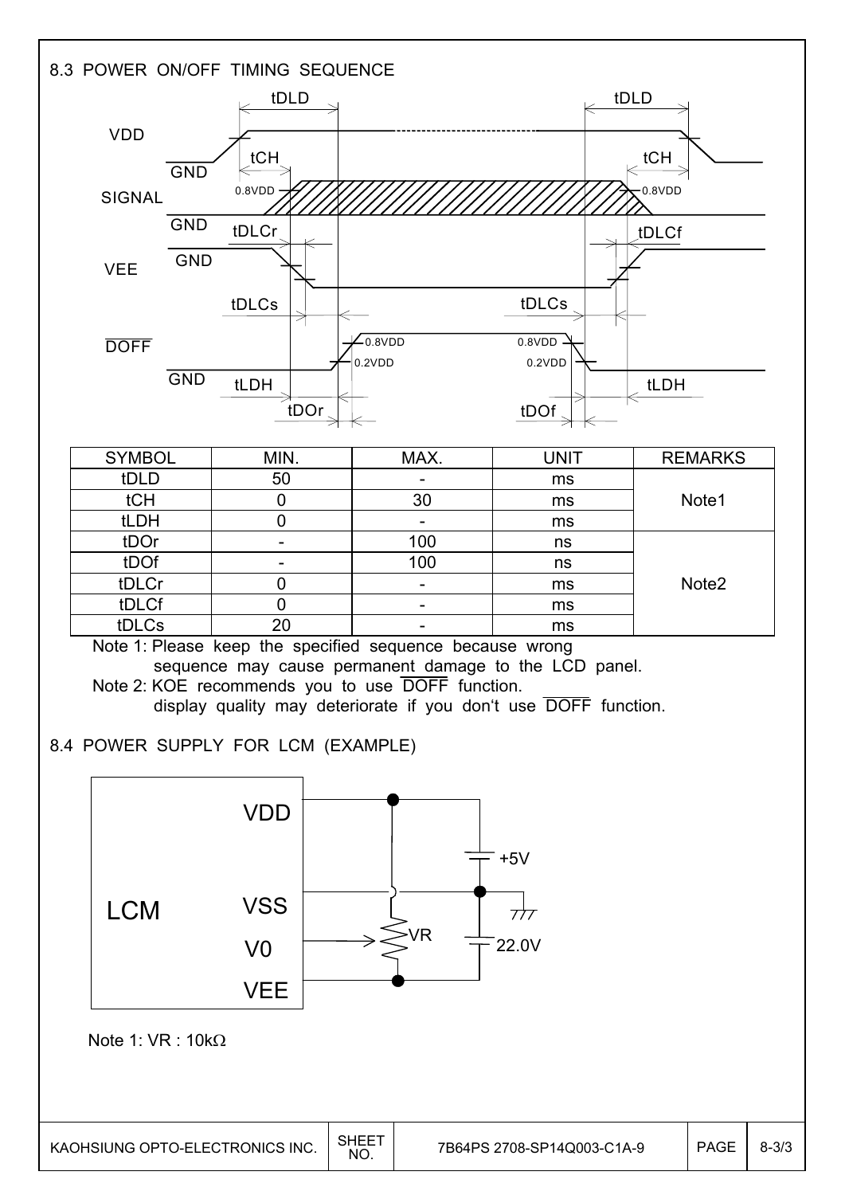## 8.3 POWER ON/OFF TIMING SEQUENCE

| SYMBOL | MIN. | MAX. | UNIT | REMARKS |
|---|---|---|---|---|
| tDLD | 50 | - | ms | Note1 |
| tCH | 0 | 30 | ms | |
| tLDH | 0 | - | ms | |
| tDOr | - | 100 | ns | Note2 |
| tDOf | - | 100 | ns | |
| tDLCr | 0 | - | ms | |
| tDLCf | 0 | - | ms | |
| tDLCs | 20 | - | ms | |

Note 1: Please keep the specified sequence because wrong sequence may cause permanent damage to the LCD panel.

Note 2: KOE recommends you to use $\overline{DOFF}$ function. display quality may deteriorate if you don't use $\overline{DOFF}$ function.

## 8.4 POWER SUPPLY FOR LCM (EXAMPLE)

Note 1: VR : 10kΩ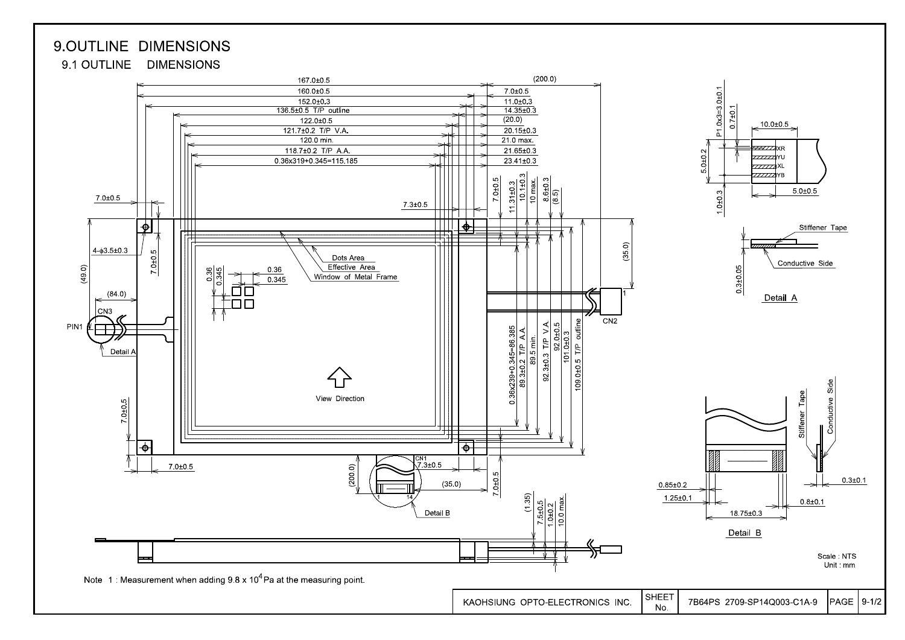# 9.OUTLINE DIMENSIONS

## 9.1 OUTLINE DIMENSIONS

167.0±0.5

160.0±0.5

152.0±0.3

136.5±0.5 T/P outline

122.0±0.5

121.7±0.2 T/P V.A.

120.0 min.

118.7±0.2 T/P A.A.

0.36x319+0.345=115.185

(200.0)

7.0±0.5

11.0±0.3

14.35±0.3

(20.0)

20.15±0.3

21.0 max.

21.65±0.3

23.41±0.3

7.0±0.5

11.31±0.3

10.1±0.3

10 max.

8.6±0.3

(8.5)

7.3±0.5

7.0±0.5

4-φ3.5±0.3

7.0±0.5

(49.0)

(84.0)

CN3

PIN1

Detail A

0.36

0.345

0.36

0.345

Dots Area

Effective Area

Window of Metal Frame

View Direction

(35.0)

CN2

0.36x239+0.345=86.385

89.3±0.2 T/P A.A.

89.5 min.

92.3±0.3 T/P V.A.

92.0±0.5

101.0±0.3

109.0±0.5 T/P outline

7.0±0.5

7.0±0.5

CN1

7.3±0.5

(200.0)

(35.0)

7.0±0.5

Detail B

(1.35)

7.5±0.5

1.0±0.2

10.0 max.

P1.0x3=3.0±0.1

0.7±0.1

10.0±0.5

5.0±0.2

XR

YU

XL

YB

1.0±0.3

5.0±0.5

Stiffener Tape

Conductive Side

0.3±0.05

Detail A

Stiffener Tape

Conductive Side

0.85±0.2

1.25±0.1

18.75±0.3

0.3±0.1

0.8±0.1

Detail B

Scale : NTS

Unit : mm

Note 1 : Measurement when adding $9.8 \times 10^4$ Pa at the measuring point.

| KAOHSIUNG OPTO-ELECTRONICS INC. | SHEET No. | 7B64PS 2709-SP14Q003-C1A-9 | PAGE | 9-1/2 |
|---|---|---|---|---|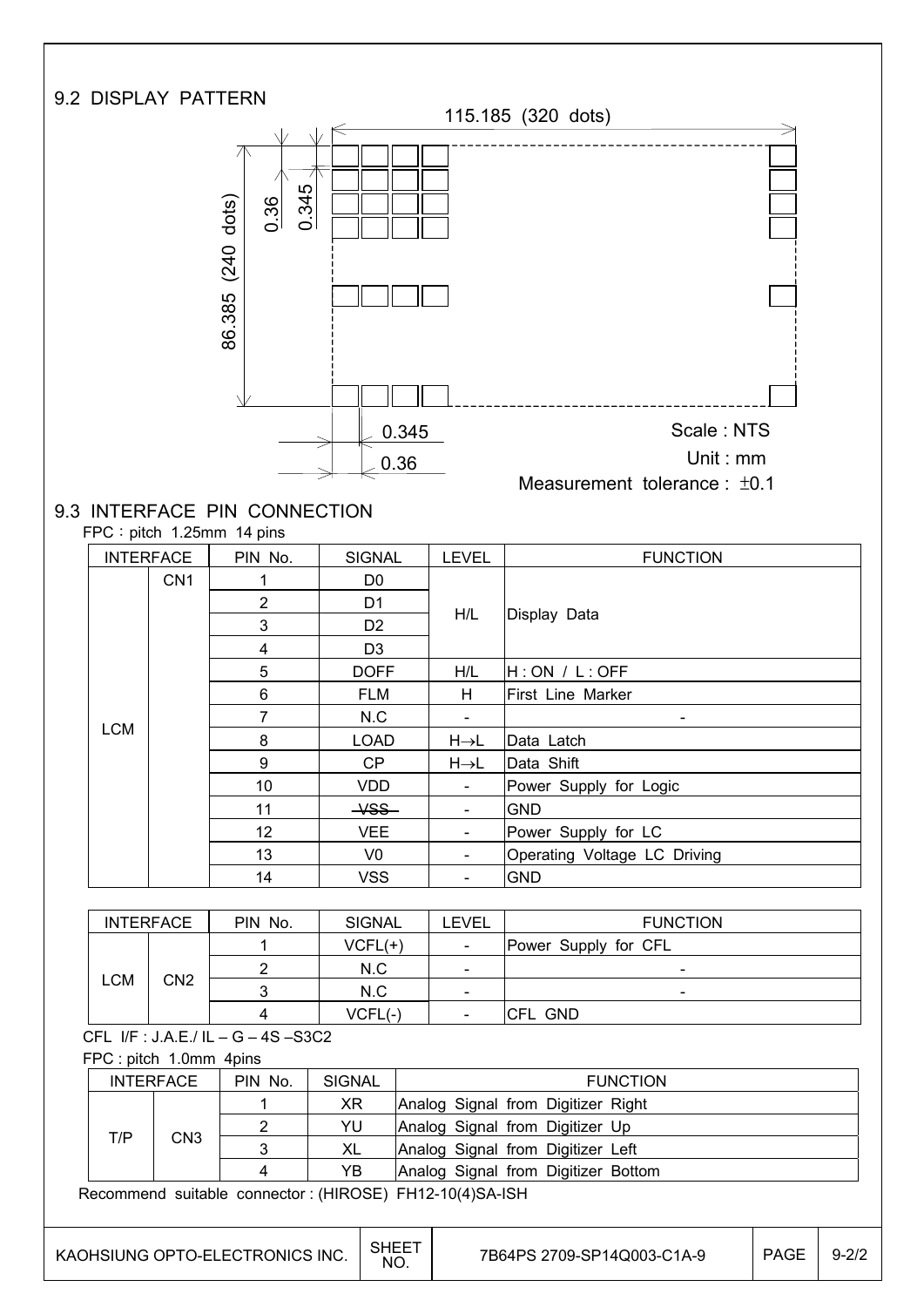## 9.2 DISPLAY PATTERN

115.185 (320 dots)

86.385 (240 dots)

0.36 0.345

0.345

0.36

Scale : NTS

Unit : mm

Measurement tolerance : ±0.1

## 9.3 INTERFACE PIN CONNECTION

FPC : pitch 1.25mm 14 pins

| INTERFACE | | PIN No. | SIGNAL | LEVEL | FUNCTION |
|---|---|---|---|---|---|
| LCM | CN1 | 1 | D0 | H/L | Display Data |
| | | 2 | D1 | | |
| | | 3 | D2 | | |
| | | 4 | D3 | | |
| | | 5 | DOFF | H/L | H : ON / L : OFF |
| | | 6 | FLM | H | First Line Marker |
| | | 7 | N.C | - | - |
| | | 8 | LOAD | H→L | Data Latch |
| | | 9 | CP | H→L | Data Shift |
| | | 10 | VDD | - | Power Supply for Logic |
| | | 11 | ~~VSS~~ | - | GND |
| | | 12 | VEE | - | Power Supply for LC |
| | | 13 | V0 | - | Operating Voltage LC Driving |
| | | 14 | VSS | - | GND |

| INTERFACE | | PIN No. | SIGNAL | LEVEL | FUNCTION |
|---|---|---|---|---|---|
| LCM | CN2 | 1 | VCFL(+) | - | Power Supply for CFL |
| | | 2 | N.C | - | - |
| | | 3 | N.C | - | - |
| | | 4 | VCFL(-) | - | CFL GND |

CFL I/F : J.A.E./ IL – G – 4S –S3C2

FPC : pitch 1.0mm 4pins

| INTERFACE | | PIN No. | SIGNAL | FUNCTION |
|---|---|---|---|---|
| T/P | CN3 | 1 | XR | Analog Signal from Digitizer Right |
| | | 2 | YU | Analog Signal from Digitizer Up |
| | | 3 | XL | Analog Signal from Digitizer Left |
| | | 4 | YB | Analog Signal from Digitizer Bottom |

Recommend suitable connector : (HIROSE) FH12-10(4)SA-ISH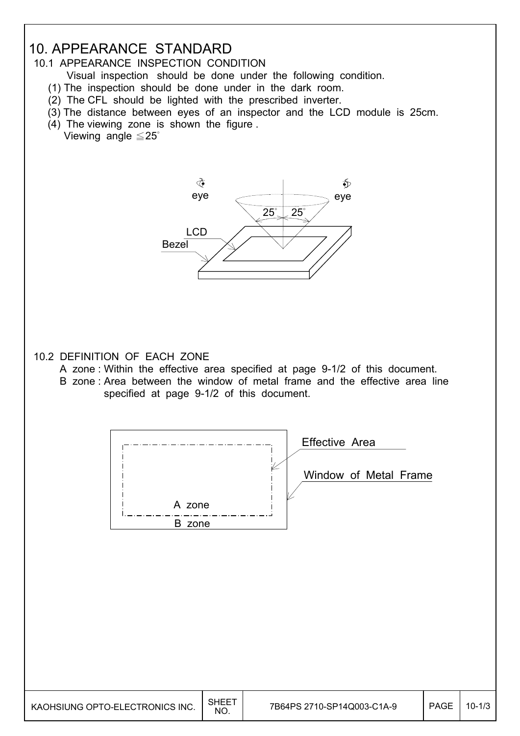# 10. APPEARANCE STANDARD

## 10.1 APPEARANCE INSPECTION CONDITION

Visual inspection should be done under the following condition.

(1) The inspection should be done under in the dark room.
(2) The CFL should be lighted with the prescribed inverter.
(3) The distance between eyes of an inspector and the LCD module is 25cm.
(4) The viewing zone is shown the figure .
Viewing angle ≦25°

eye eye
25° 25°
LCD
Bezel

## 10.2 DEFINITION OF EACH ZONE

A zone : Within the effective area specified at page 9-1/2 of this document.
B zone : Area between the window of metal frame and the effective area line specified at page 9-1/2 of this document.

Effective Area
Window of Metal Frame
A zone
B zone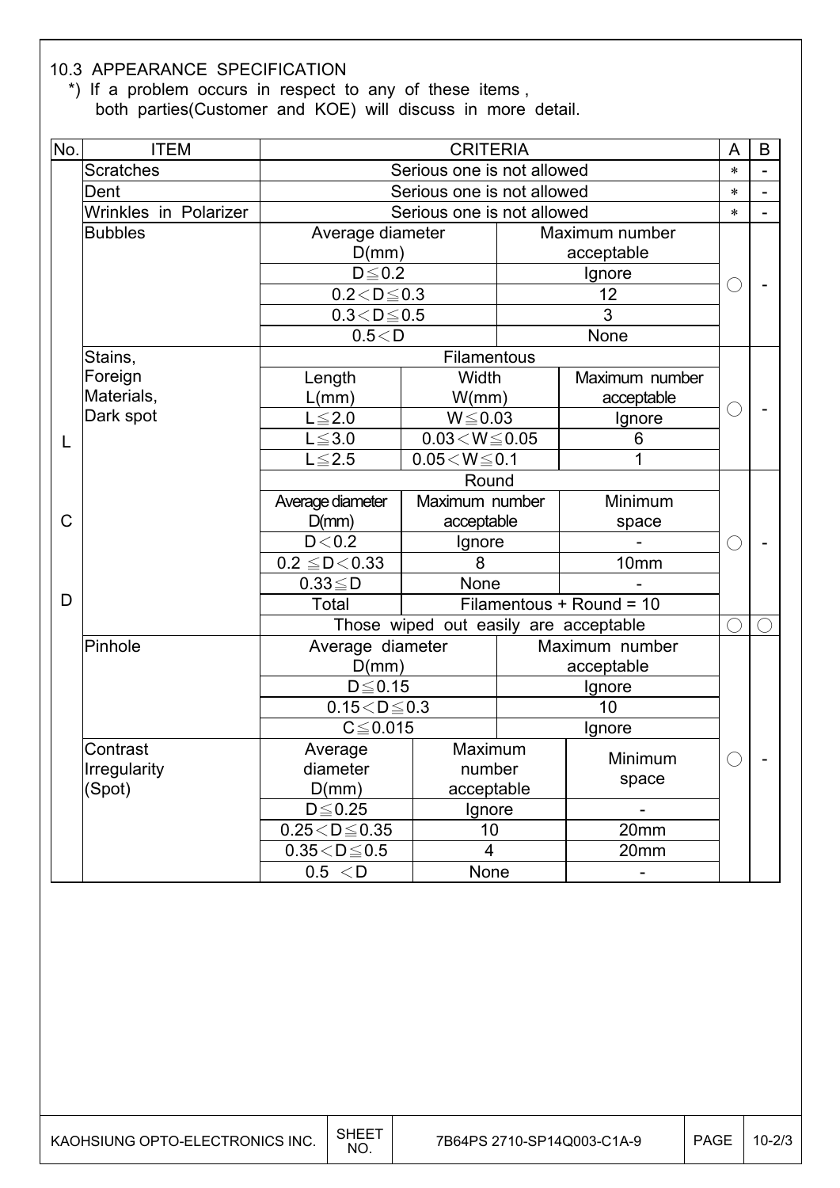## 10.3 APPEARANCE SPECIFICATION

*) If a problem occurs in respect to any of these items , both parties(Customer and KOE) will discuss in more detail.

| No. | ITEM | CRITERIA | | | A | B |
|---|---|---|---|---|---|---|
| LCD | Scratches | Serious one is not allowed | | | * | - |
| | Dent | Serious one is not allowed | | | * | - |
| | Wrinkles in Polarizer | Serious one is not allowed | | | * | - |
| | Bubbles | Average diameter D(mm) | Maximum number acceptable | | ○ | - |
| | | D≦0.2 | Ignore | | | |
| | | 0.2＜D≦0.3 | 12 | | | |
| | | 0.3＜D≦0.5 | 3 | | | |
| | | 0.5＜D | None | | | |
| | Stains, Foreign Materials, Dark spot | Filamentous | | | ○ | - |
| | | Length L(mm) | Width W(mm) | Maximum number acceptable | | |
| | | L≦2.0 | W≦0.03 | Ignore | | |
| | | L≦3.0 | 0.03＜W≦0.05 | 6 | | |
| | | L≦2.5 | 0.05＜W≦0.1 | 1 | | |
| | | Round | | | ○ | - |
| | | Average diameter D(mm) | Maximum number acceptable | Minimum space | | |
| | | D＜0.2 | Ignore | - | | |
| | | 0.2 ≦D＜0.33 | 8 | 10mm | | |
| | | 0.33≦D | None | - | | |
| | | Total | Filamentous + Round = 10 | | | |
| | | Those wiped out easily are acceptable | | | ○ | ○ |
| | Pinhole | Average diameter D(mm) | Maximum number acceptable | | ○ | - |
| | | D≦0.15 | Ignore | | | |
| | | 0.15＜D≦0.3 | 10 | | | |
| | | C≦0.015 | Ignore | | | |
| | Contrast Irregularity (Spot) | Average diameter D(mm) | Maximum number acceptable | Minimum space | | |
| | | D≦0.25 | Ignore | - | | |
| | | 0.25＜D≦0.35 | 10 | 20mm | | |
| | | 0.35＜D≦0.5 | 4 | 20mm | | |
| | | 0.5 ＜D | None | - | | |

KAOHSIUNG OPTO-ELECTRONICS INC. | SHEET NO. 7B64PS 2710-SP14Q003-C1A-9 | PAGE 10-2/3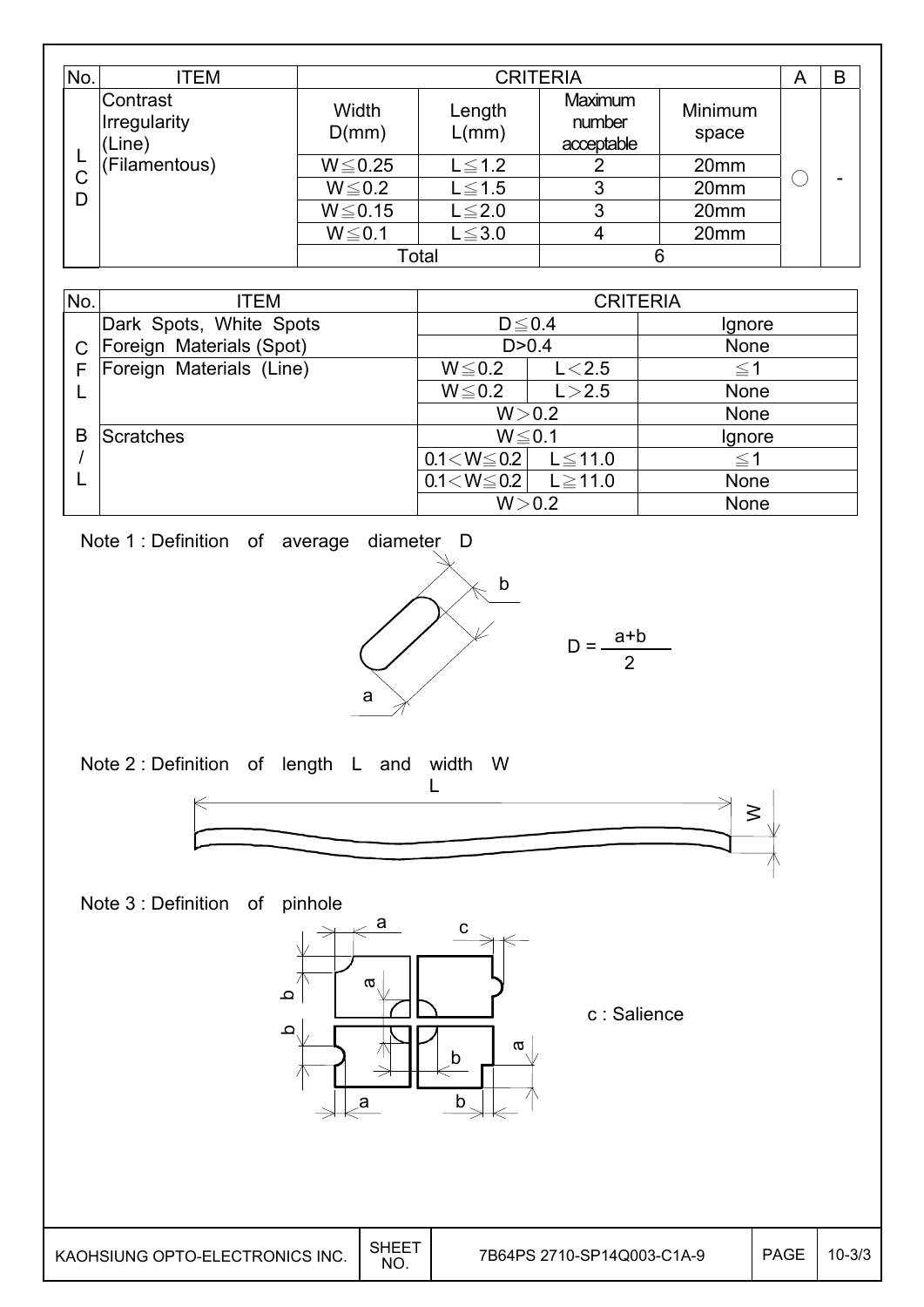| No. | ITEM | CRITERIA | | | | A | B |
|---|---|---|---|---|---|---|---|
| LCD | Contrast Irregularity (Line) (Filamentous) | Width D(mm) | Length L(mm) | Maximum number acceptable | Minimum space | ○ | - |
| | | W≦0.25 | L≦1.2 | 2 | 20mm | | |
| | | W≦0.2 | L≦1.5 | 3 | 20mm | | |
| | | W≦0.15 | L≦2.0 | 3 | 20mm | | |
| | | W≦0.1 | L≦3.0 | 4 | 20mm | | |
| | | Total | | 6 | | | |

| No. | ITEM | CRITERIA | | |
|---|---|---|---|---|
| CFL B/L | Dark Spots, White Spots | D≦0.4 | | Ignore |
| | Foreign Materials (Spot) | D>0.4 | | None |
| | Foreign Materials (Line) | W≦0.2 | L<2.5 | ≦1 |
| | | W≦0.2 | L>2.5 | None |
| | | W>0.2 | | None |
| | Scratches | W≦0.1 | | Ignore |
| | | 0.1<W≦0.2 | L≦11.0 | ≦1 |
| | | 0.1<W≦0.2 | L≧11.0 | None |
| | | W>0.2 | | None |

Note 1 : Definition of average diameter D

$$D = \frac{a+b}{2}$$

Note 2 : Definition of length L and width W

Note 3 : Definition of pinhole

c : Salience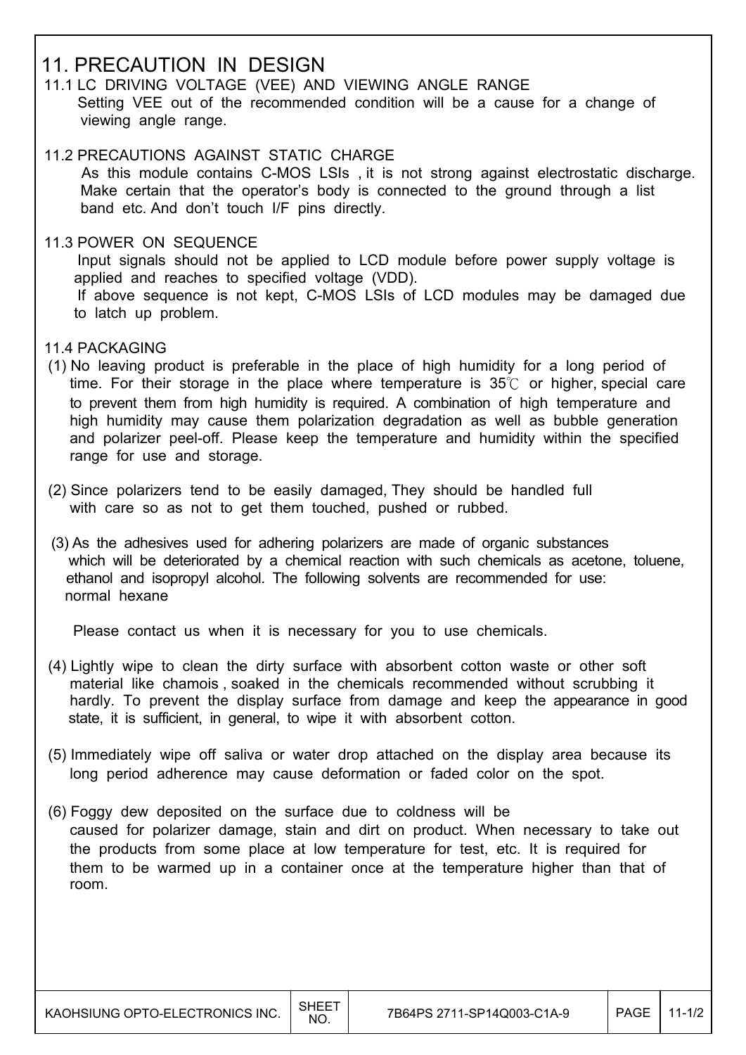# 11. PRECAUTION IN DESIGN

## 11.1 LC DRIVING VOLTAGE (VEE) AND VIEWING ANGLE RANGE

Setting VEE out of the recommended condition will be a cause for a change of viewing angle range.

## 11.2 PRECAUTIONS AGAINST STATIC CHARGE

As this module contains C-MOS LSIs , it is not strong against electrostatic discharge. Make certain that the operator's body is connected to the ground through a list band etc. And don't touch I/F pins directly.

## 11.3 POWER ON SEQUENCE

Input signals should not be applied to LCD module before power supply voltage is applied and reaches to specified voltage (VDD).

If above sequence is not kept, C-MOS LSIs of LCD modules may be damaged due to latch up problem.

## 11.4 PACKAGING

(1) No leaving product is preferable in the place of high humidity for a long period of time. For their storage in the place where temperature is 35℃ or higher, special care to prevent them from high humidity is required. A combination of high temperature and high humidity may cause them polarization degradation as well as bubble generation and polarizer peel-off. Please keep the temperature and humidity within the specified range for use and storage.

(2) Since polarizers tend to be easily damaged, They should be handled full with care so as not to get them touched, pushed or rubbed.

(3) As the adhesives used for adhering polarizers are made of organic substances which will be deteriorated by a chemical reaction with such chemicals as acetone, toluene, ethanol and isopropyl alcohol. The following solvents are recommended for use: normal hexane

Please contact us when it is necessary for you to use chemicals.

(4) Lightly wipe to clean the dirty surface with absorbent cotton waste or other soft material like chamois , soaked in the chemicals recommended without scrubbing it hardly. To prevent the display surface from damage and keep the appearance in good state, it is sufficient, in general, to wipe it with absorbent cotton.

(5) Immediately wipe off saliva or water drop attached on the display area because its long period adherence may cause deformation or faded color on the spot.

(6) Foggy dew deposited on the surface due to coldness will be caused for polarizer damage, stain and dirt on product. When necessary to take out the products from some place at low temperature for test, etc. It is required for them to be warmed up in a container once at the temperature higher than that of room.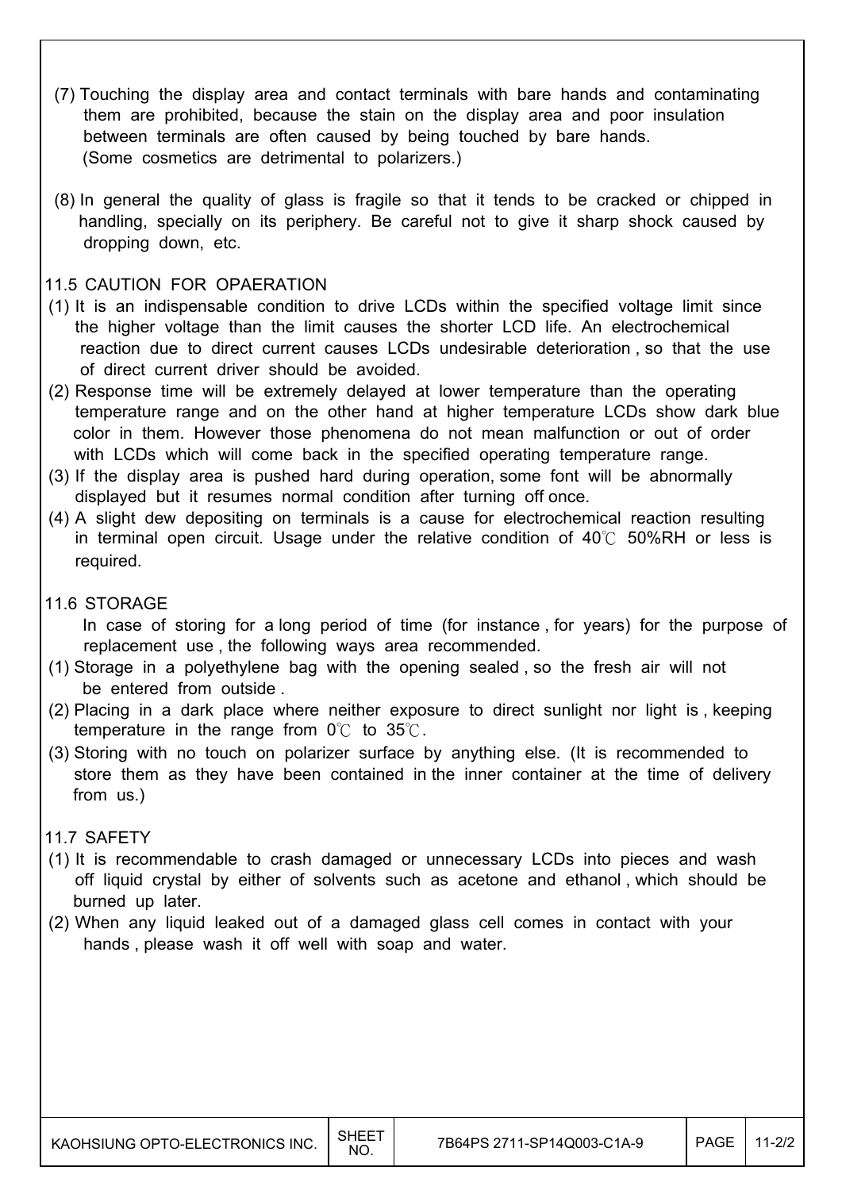(7) Touching the display area and contact terminals with bare hands and contaminating them are prohibited, because the stain on the display area and poor insulation between terminals are often caused by being touched by bare hands. (Some cosmetics are detrimental to polarizers.)

(8) In general the quality of glass is fragile so that it tends to be cracked or chipped in handling, specially on its periphery. Be careful not to give it sharp shock caused by dropping down, etc.

## 11.5 CAUTION FOR OPAERATION

(1) It is an indispensable condition to drive LCDs within the specified voltage limit since the higher voltage than the limit causes the shorter LCD life. An electrochemical reaction due to direct current causes LCDs undesirable deterioration , so that the use of direct current driver should be avoided.

(2) Response time will be extremely delayed at lower temperature than the operating temperature range and on the other hand at higher temperature LCDs show dark blue color in them. However those phenomena do not mean malfunction or out of order with LCDs which will come back in the specified operating temperature range.

(3) If the display area is pushed hard during operation, some font will be abnormally displayed but it resumes normal condition after turning off once.

(4) A slight dew depositing on terminals is a cause for electrochemical reaction resulting in terminal open circuit. Usage under the relative condition of 40℃ 50%RH or less is required.

## 11.6 STORAGE

In case of storing for a long period of time (for instance , for years) for the purpose of replacement use , the following ways area recommended.

(1) Storage in a polyethylene bag with the opening sealed , so the fresh air will not be entered from outside .

(2) Placing in a dark place where neither exposure to direct sunlight nor light is , keeping temperature in the range from 0℃ to 35℃.

(3) Storing with no touch on polarizer surface by anything else. (It is recommended to store them as they have been contained in the inner container at the time of delivery from us.)

## 11.7 SAFETY

(1) It is recommendable to crash damaged or unnecessary LCDs into pieces and wash off liquid crystal by either of solvents such as acetone and ethanol , which should be burned up later.

(2) When any liquid leaked out of a damaged glass cell comes in contact with your hands , please wash it off well with soap and water.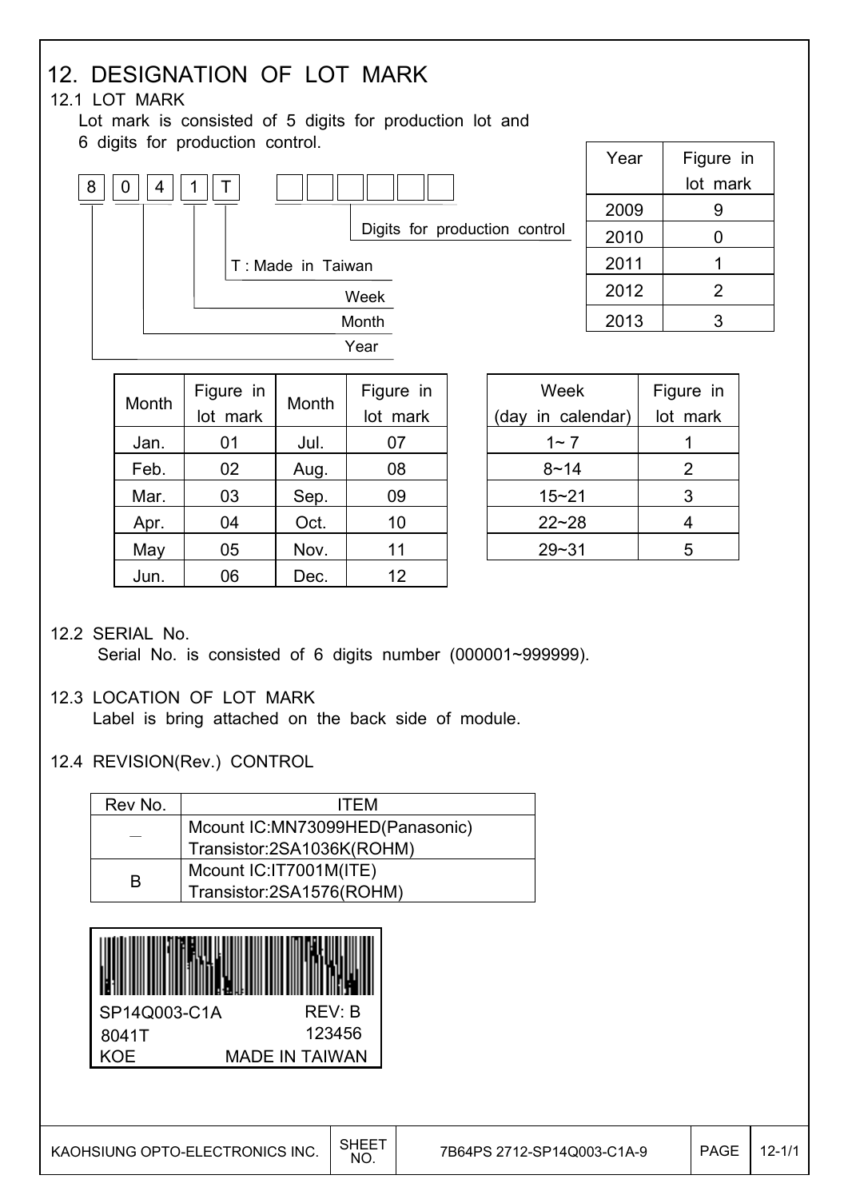# 12. DESIGNATION OF LOT MARK

## 12.1 LOT MARK

Lot mark is consisted of 5 digits for production lot and 6 digits for production control.

| 8 | 0 | 4 | 1 | T | | | | | | |
|---|---|---|---|---|---|---|---|---|---|---|

- 8: Year
- 04: Month
- 1: Week
- T : Made in Taiwan
- Last 6 digits: Digits for production control

| Year | Figure in lot mark |
|---|---|
| 2009 | 9 |
| 2010 | 0 |
| 2011 | 1 |
| 2012 | 2 |
| 2013 | 3 |

| Month | Figure in lot mark | Month | Figure in lot mark |
|---|---|---|---|
| Jan. | 01 | Jul. | 07 |
| Feb. | 02 | Aug. | 08 |
| Mar. | 03 | Sep. | 09 |
| Apr. | 04 | Oct. | 10 |
| May | 05 | Nov. | 11 |
| Jun. | 06 | Dec. | 12 |

| Week (day in calendar) | Figure in lot mark |
|---|---|
| 1~ 7 | 1 |
| 8~14 | 2 |
| 15~21 | 3 |
| 22~28 | 4 |
| 29~31 | 5 |

## 12.2 SERIAL No.

Serial No. is consisted of 6 digits number (000001~999999).

## 12.3 LOCATION OF LOT MARK

Label is bring attached on the back side of module.

## 12.4 REVISION(Rev.) CONTROL

| Rev No. | ITEM |
|---|---|
| _ | Mcount IC:MN73099HED(Panasonic)<br>Transistor:2SA1036K(ROHM) |
| B | Mcount IC:IT7001M(ITE)<br>Transistor:2SA1576(ROHM) |

SP14Q003-C1A REV: B
8041T 123456
KOE MADE IN TAIWAN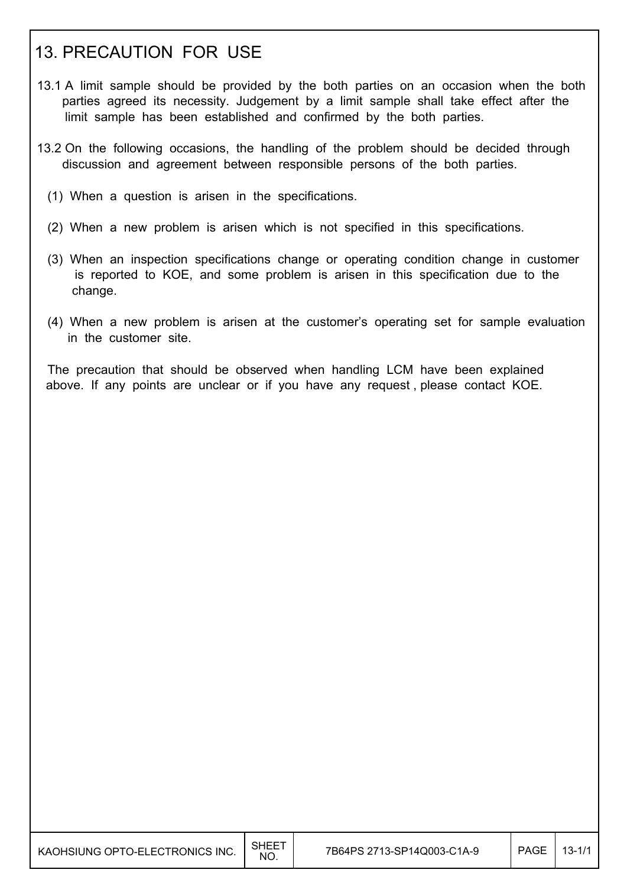# 13. PRECAUTION FOR USE

13.1 A limit sample should be provided by the both parties on an occasion when the both parties agreed its necessity. Judgement by a limit sample shall take effect after the limit sample has been established and confirmed by the both parties.

13.2 On the following occasions, the handling of the problem should be decided through discussion and agreement between responsible persons of the both parties.

(1) When a question is arisen in the specifications.

(2) When a new problem is arisen which is not specified in this specifications.

(3) When an inspection specifications change or operating condition change in customer is reported to KOE, and some problem is arisen in this specification due to the change.

(4) When a new problem is arisen at the customer's operating set for sample evaluation in the customer site.

The precaution that should be observed when handling LCM have been explained above. If any points are unclear or if you have any request , please contact KOE.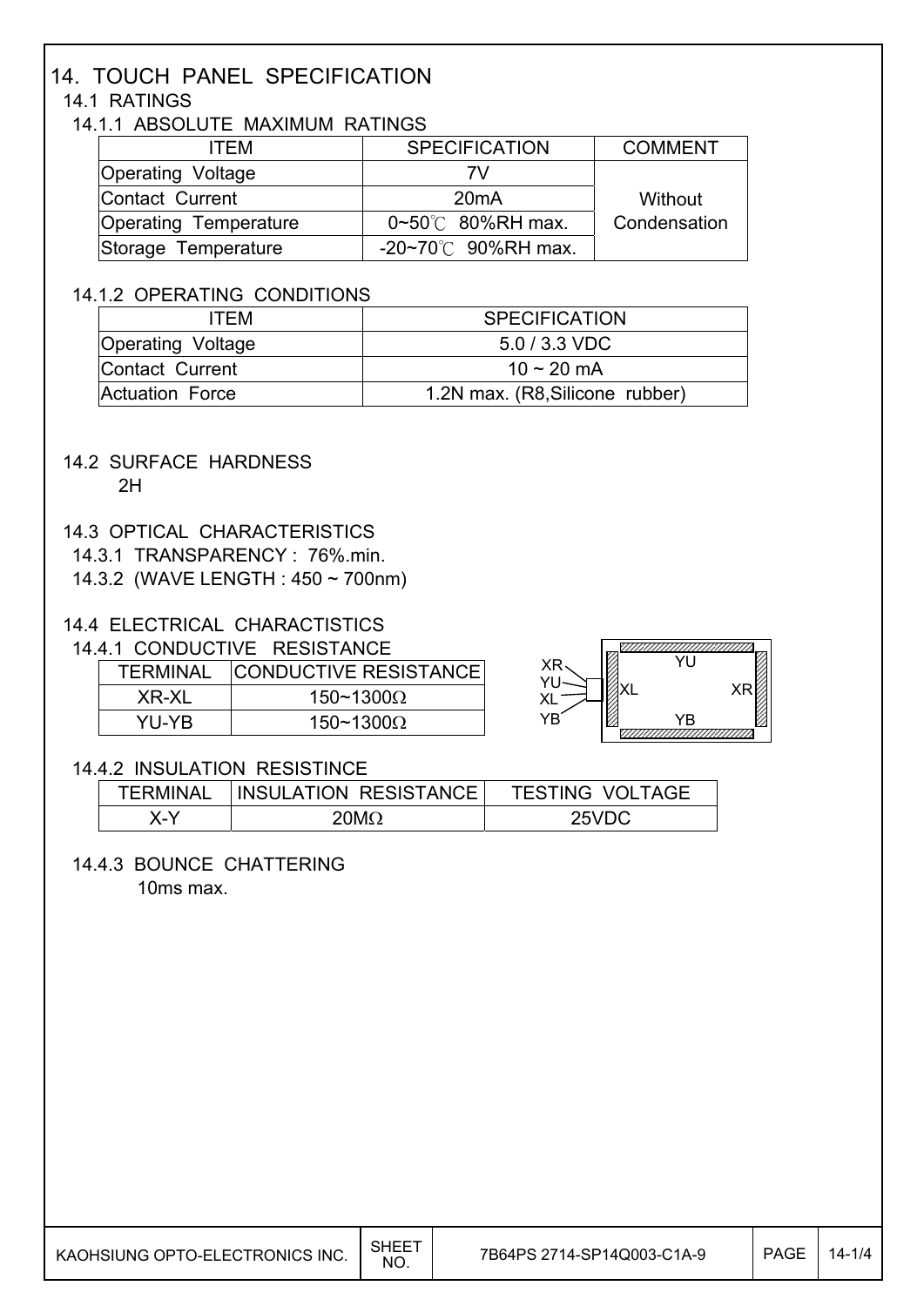# 14. TOUCH PANEL SPECIFICATION

## 14.1 RATINGS

### 14.1.1 ABSOLUTE MAXIMUM RATINGS

| ITEM | SPECIFICATION | COMMENT |
|---|---|---|
| Operating Voltage | 7V | Without Condensation |
| Contact Current | 20mA | |
| Operating Temperature | 0~50℃ 80%RH max. | |
| Storage Temperature | -20~70℃ 90%RH max. | |

### 14.1.2 OPERATING CONDITIONS

| ITEM | SPECIFICATION |
|---|---|
| Operating Voltage | 5.0 / 3.3 VDC |
| Contact Current | 10 ~ 20 mA |
| Actuation Force | 1.2N max. (R8,Silicone rubber) |

## 14.2 SURFACE HARDNESS

2H

## 14.3 OPTICAL CHARACTERISTICS

14.3.1 TRANSPARENCY : 76%.min.

14.3.2 (WAVE LENGTH : 450 ~ 700nm)

## 14.4 ELECTRICAL CHARACTISTICS

### 14.4.1 CONDUCTIVE RESISTANCE

| TERMINAL | CONDUCTIVE RESISTANCE |
|---|---|
| XR-XL | 150~1300Ω |
| YU-YB | 150~1300Ω |

XR, YU, XL, YB — YU, XL, XR, YB

### 14.4.2 INSULATION RESISTINCE

| TERMINAL | INSULATION RESISTANCE | TESTING VOLTAGE |
|---|---|---|
| X-Y | 20MΩ | 25VDC |

### 14.4.3 BOUNCE CHATTERING

10ms max.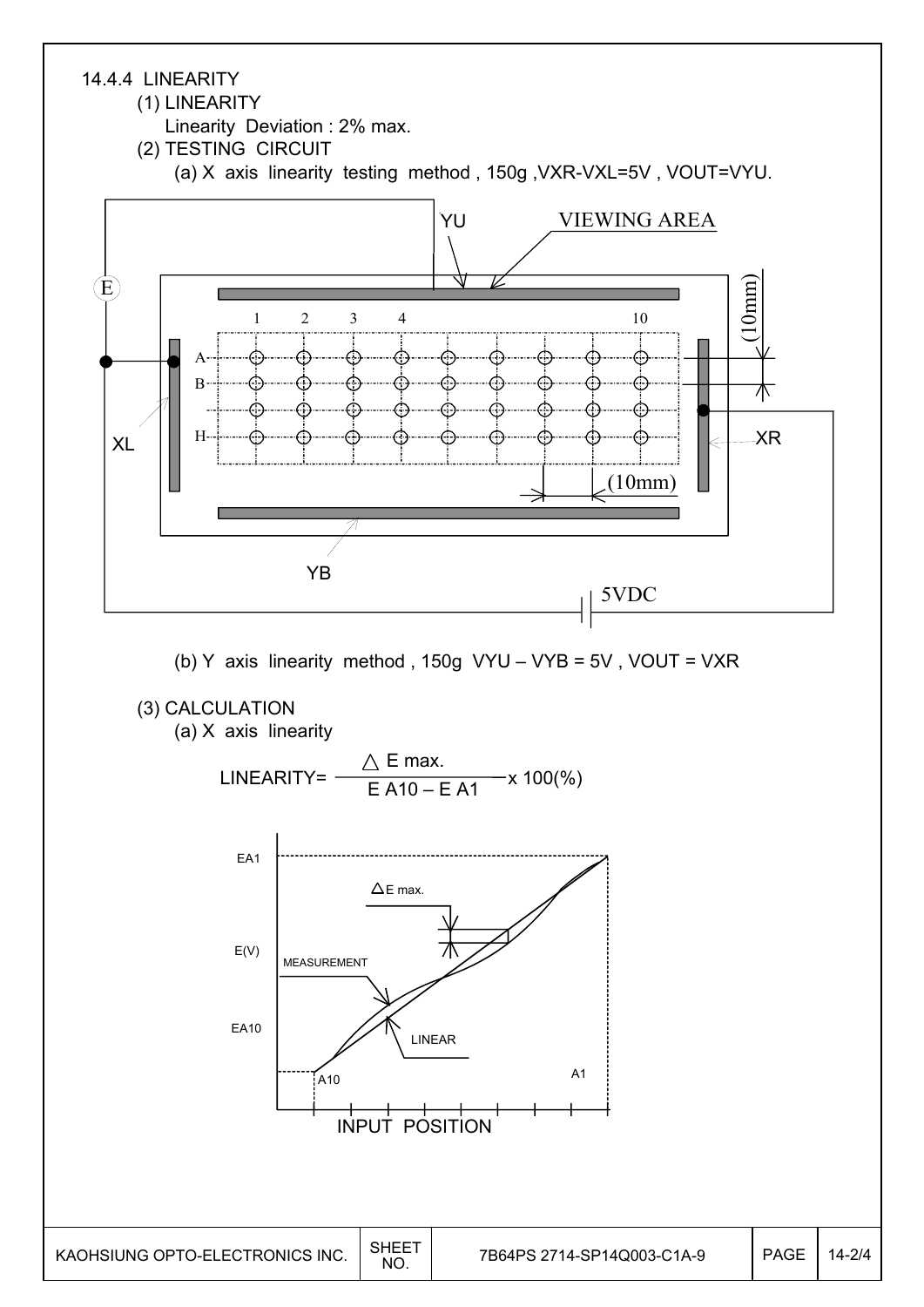### 14.4.4 LINEARITY

(1) LINEARITY

Linearity Deviation : 2% max.

(2) TESTING CIRCUIT

(a) X axis linearity testing method , 150g ,VXR-VXL=5V , VOUT=VYU.

(b) Y axis linearity method , 150g VYU – VYB = 5V , VOUT = VXR

(3) CALCULATION

(a) X axis linearity

$$\text{LINEARITY} = \frac{\triangle \text{E max.}}{\text{E A10} - \text{E A1}} \times 100(\%)$$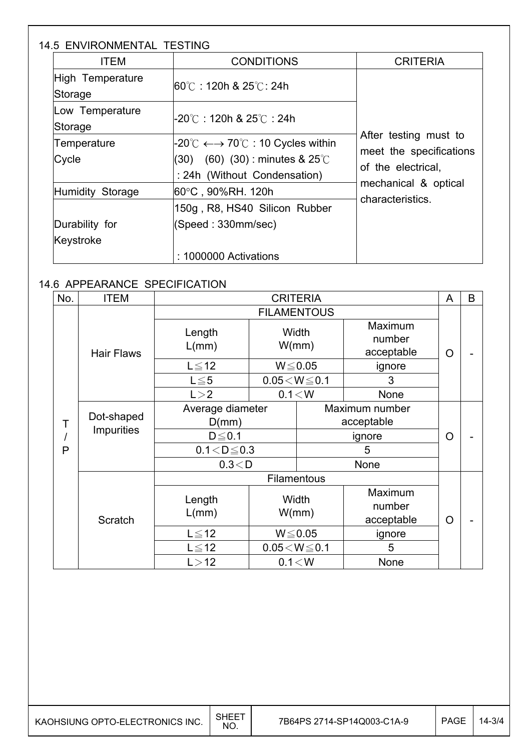### 14.5 ENVIRONMENTAL TESTING

| ITEM | CONDITIONS | CRITERIA |
|---|---|---|
| High Temperature Storage | 60℃ : 120h & 25℃: 24h | After testing must to meet the specifications of the electrical, mechanical & optical characteristics. |
| Low Temperature Storage | -20℃ : 120h & 25℃ : 24h | |
| Temperature Cycle | -20℃ ←→ 70℃ : 10 Cycles within (30) (60) (30) : minutes & 25℃ : 24h (Without Condensation) | |
| Humidity Storage | 60°C , 90%RH. 120h | |
| Durability for Keystroke | 150g , R8, HS40 Silicon Rubber (Speed : 330mm/sec) : 1000000 Activations | |

### 14.6 APPEARANCE SPECIFICATION

| No. | ITEM | CRITERIA | | | A | B |
|---|---|---|---|---|---|---|
| T/P | Hair Flaws | FILAMENTOUS | | | O | - |
| | | Length L(mm) | Width W(mm) | Maximum number acceptable | | |
| | | L≦12 | W≦0.05 | ignore | | |
| | | L≦5 | 0.05＜W≦0.1 | 3 | | |
| | | L＞2 | 0.1＜W | None | | |
| | Dot-shaped Impurities | Average diameter D(mm) | Maximum number acceptable | | O | - |
| | | D≦0.1 | ignore | | | |
| | | 0.1＜D≦0.3 | 5 | | | |
| | | 0.3＜D | None | | | |
| | Scratch | Filamentous | | | O | - |
| | | Length L(mm) | Width W(mm) | Maximum number acceptable | | |
| | | L≦12 | W≦0.05 | ignore | | |
| | | L≦12 | 0.05＜W≦0.1 | 5 | | |
| | | L＞12 | 0.1＜W | None | | |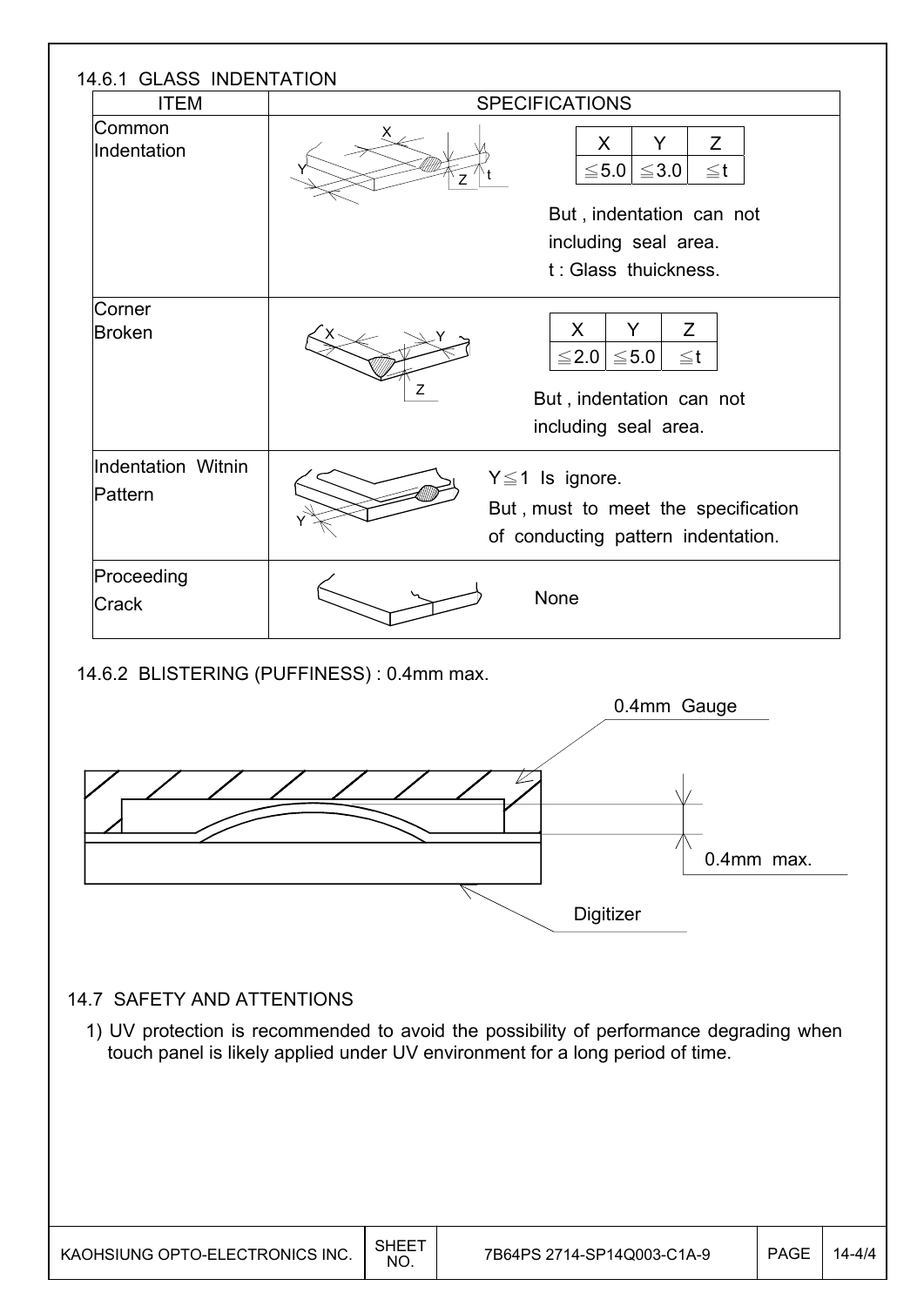### 14.6.1 GLASS INDENTATION

| ITEM | SPECIFICATIONS |
| --- | --- |
| Common Indentation | X: ≦5.0, Y: ≦3.0, Z: ≦t<br>But , indentation can not including seal area.<br>t : Glass thuickness. |
| Corner Broken | X: ≦2.0, Y: ≦5.0, Z: ≦t<br>But , indentation can not including seal area. |
| Indentation Witnin Pattern | Y≦1 Is ignore.<br>But , must to meet the specification of conducting pattern indentation. |
| Proceeding Crack | None |

### 14.6.2 BLISTERING (PUFFINESS) : 0.4mm max.

0.4mm Gauge

0.4mm max.

Digitizer

### 14.7 SAFETY AND ATTENTIONS

1) UV protection is recommended to avoid the possibility of performance degrading when touch panel is likely applied under UV environment for a long period of time.